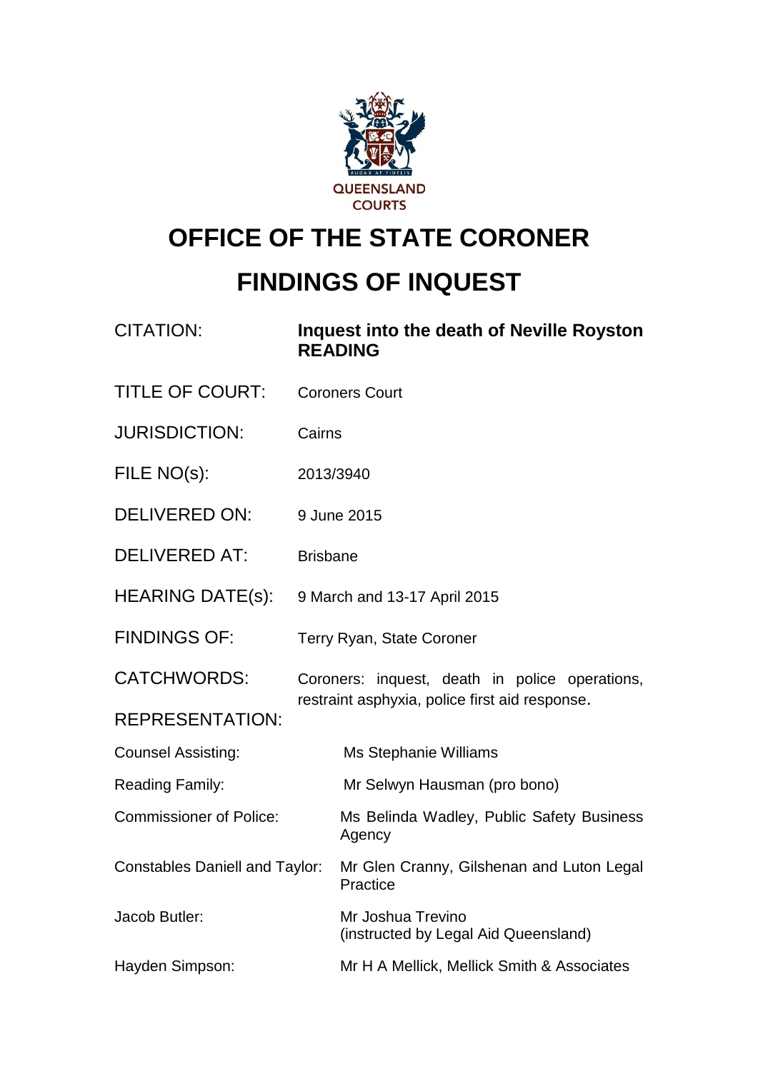QUEENSLAND COURTS

# OFFICE OF THE STATE CORONER

# FINDINGS OF INQUEST

| | |
|---|---|
| CITATION: | **Inquest into the death of Neville Royston READING** |
| TITLE OF COURT: | Coroners Court |
| JURISDICTION: | Cairns |
| FILE NO(s): | 2013/3940 |
| DELIVERED ON: | 9 June 2015 |
| DELIVERED AT: | Brisbane |
| HEARING DATE(s): | 9 March and 13-17 April 2015 |
| FINDINGS OF: | Terry Ryan, State Coroner |
| CATCHWORDS: | Coroners: inquest, death in police operations, restraint asphyxia, police first aid response. |

REPRESENTATION:

| | |
|---|---|
| Counsel Assisting: | Ms Stephanie Williams |
| Reading Family: | Mr Selwyn Hausman (pro bono) |
| Commissioner of Police: | Ms Belinda Wadley, Public Safety Business Agency |
| Constables Daniell and Taylor: | Mr Glen Cranny, Gilshenan and Luton Legal Practice |
| Jacob Butler: | Mr Joshua Trevino (instructed by Legal Aid Queensland) |
| Hayden Simpson: | Mr H A Mellick, Mellick Smith & Associates |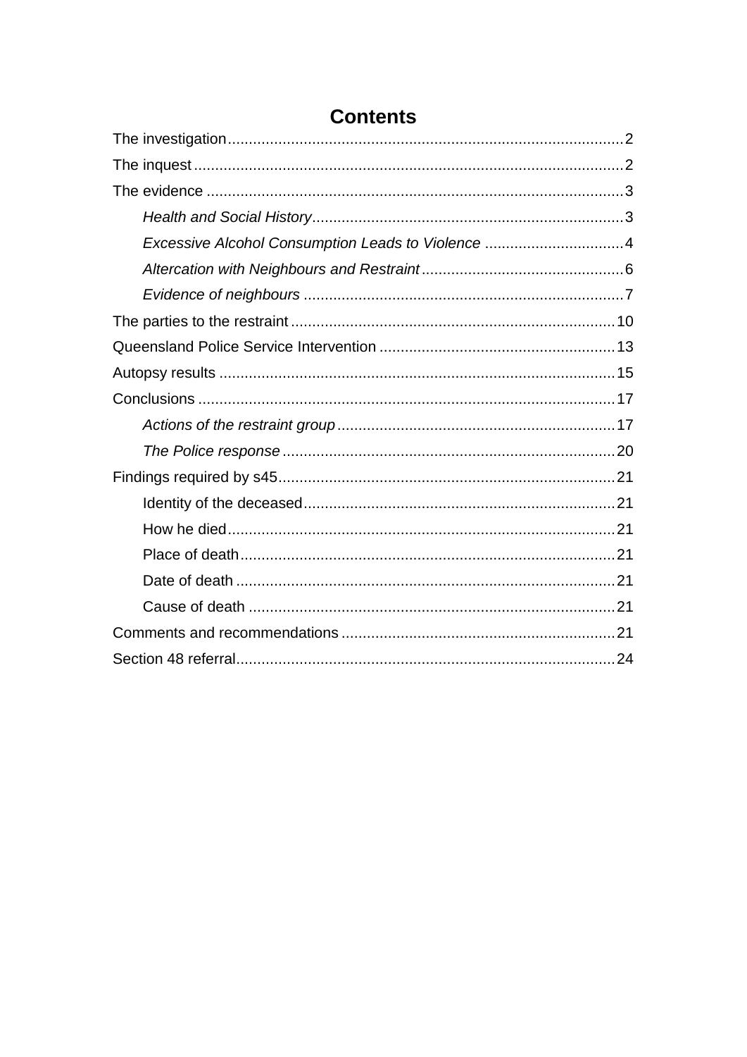# Contents

The investigation....................................................................................................2

The inquest..............................................................................................................2

The evidence ...........................................................................................................3

*Health and Social History*......................................................................................3

*Excessive Alcohol Consumption Leads to Violence* ..............................................4

*Altercation with Neighbours and Restraint*.............................................................6

*Evidence of neighbours* .........................................................................................7

The parties to the restraint ....................................................................................10

Queensland Police Service Intervention ...............................................................13

Autopsy results .....................................................................................................15

Conclusions ..........................................................................................................17

*Actions of the restraint group*................................................................................17

*The Police response* .............................................................................................20

Findings required by s45.......................................................................................21

Identity of the deceased.........................................................................................21

How he died...........................................................................................................21

Place of death........................................................................................................21

Date of death .........................................................................................................21

Cause of death ......................................................................................................21

Comments and recommendations .......................................................................21

Section 48 referral.................................................................................................24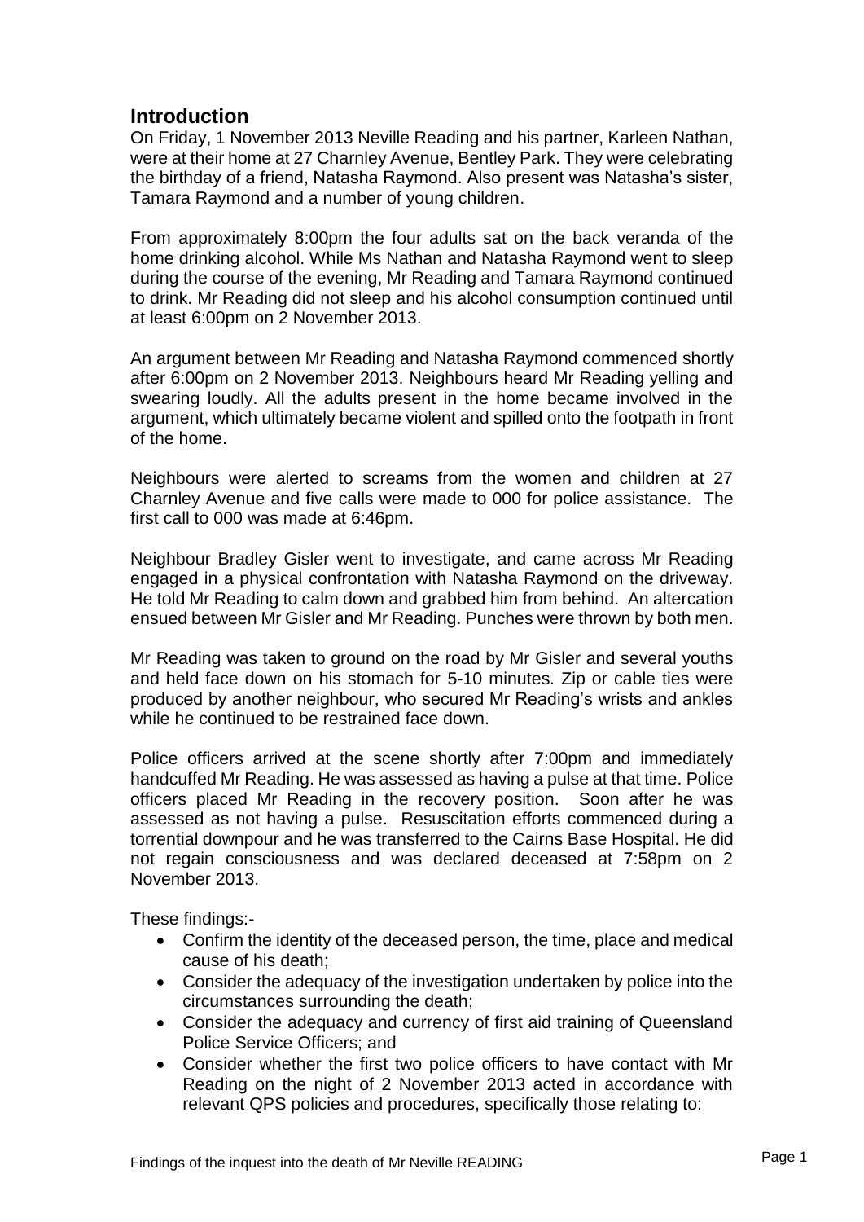## Introduction

On Friday, 1 November 2013 Neville Reading and his partner, Karleen Nathan, were at their home at 27 Charnley Avenue, Bentley Park. They were celebrating the birthday of a friend, Natasha Raymond. Also present was Natasha's sister, Tamara Raymond and a number of young children.

From approximately 8:00pm the four adults sat on the back veranda of the home drinking alcohol. While Ms Nathan and Natasha Raymond went to sleep during the course of the evening, Mr Reading and Tamara Raymond continued to drink. Mr Reading did not sleep and his alcohol consumption continued until at least 6:00pm on 2 November 2013.

An argument between Mr Reading and Natasha Raymond commenced shortly after 6:00pm on 2 November 2013. Neighbours heard Mr Reading yelling and swearing loudly. All the adults present in the home became involved in the argument, which ultimately became violent and spilled onto the footpath in front of the home.

Neighbours were alerted to screams from the women and children at 27 Charnley Avenue and five calls were made to 000 for police assistance. The first call to 000 was made at 6:46pm.

Neighbour Bradley Gisler went to investigate, and came across Mr Reading engaged in a physical confrontation with Natasha Raymond on the driveway. He told Mr Reading to calm down and grabbed him from behind. An altercation ensued between Mr Gisler and Mr Reading. Punches were thrown by both men.

Mr Reading was taken to ground on the road by Mr Gisler and several youths and held face down on his stomach for 5-10 minutes. Zip or cable ties were produced by another neighbour, who secured Mr Reading's wrists and ankles while he continued to be restrained face down.

Police officers arrived at the scene shortly after 7:00pm and immediately handcuffed Mr Reading. He was assessed as having a pulse at that time. Police officers placed Mr Reading in the recovery position. Soon after he was assessed as not having a pulse. Resuscitation efforts commenced during a torrential downpour and he was transferred to the Cairns Base Hospital. He did not regain consciousness and was declared deceased at 7:58pm on 2 November 2013.

These findings:-

- Confirm the identity of the deceased person, the time, place and medical cause of his death;
- Consider the adequacy of the investigation undertaken by police into the circumstances surrounding the death;
- Consider the adequacy and currency of first aid training of Queensland Police Service Officers; and
- Consider whether the first two police officers to have contact with Mr Reading on the night of 2 November 2013 acted in accordance with relevant QPS policies and procedures, specifically those relating to: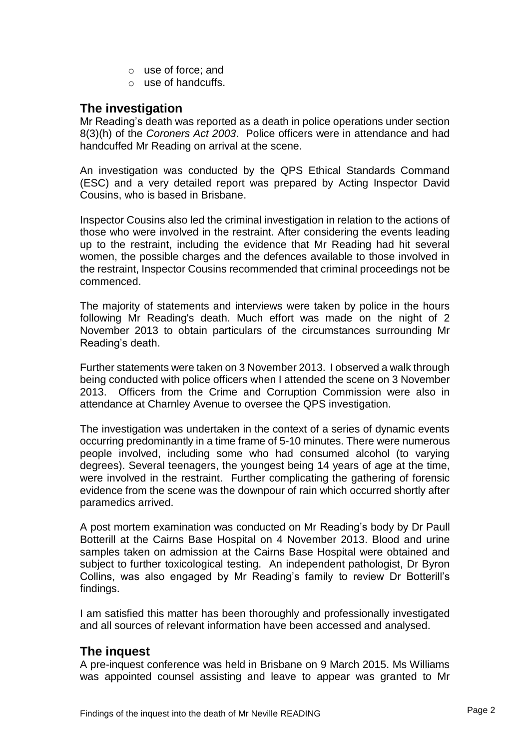- use of force; and
- use of handcuffs.

## The investigation

Mr Reading's death was reported as a death in police operations under section 8(3)(h) of the *Coroners Act 2003*. Police officers were in attendance and had handcuffed Mr Reading on arrival at the scene.

An investigation was conducted by the QPS Ethical Standards Command (ESC) and a very detailed report was prepared by Acting Inspector David Cousins, who is based in Brisbane.

Inspector Cousins also led the criminal investigation in relation to the actions of those who were involved in the restraint. After considering the events leading up to the restraint, including the evidence that Mr Reading had hit several women, the possible charges and the defences available to those involved in the restraint, Inspector Cousins recommended that criminal proceedings not be commenced.

The majority of statements and interviews were taken by police in the hours following Mr Reading's death. Much effort was made on the night of 2 November 2013 to obtain particulars of the circumstances surrounding Mr Reading's death.

Further statements were taken on 3 November 2013. I observed a walk through being conducted with police officers when I attended the scene on 3 November 2013. Officers from the Crime and Corruption Commission were also in attendance at Charnley Avenue to oversee the QPS investigation.

The investigation was undertaken in the context of a series of dynamic events occurring predominantly in a time frame of 5-10 minutes. There were numerous people involved, including some who had consumed alcohol (to varying degrees). Several teenagers, the youngest being 14 years of age at the time, were involved in the restraint. Further complicating the gathering of forensic evidence from the scene was the downpour of rain which occurred shortly after paramedics arrived.

A post mortem examination was conducted on Mr Reading's body by Dr Paull Botterill at the Cairns Base Hospital on 4 November 2013. Blood and urine samples taken on admission at the Cairns Base Hospital were obtained and subject to further toxicological testing. An independent pathologist, Dr Byron Collins, was also engaged by Mr Reading's family to review Dr Botterill's findings.

I am satisfied this matter has been thoroughly and professionally investigated and all sources of relevant information have been accessed and analysed.

## The inquest

A pre-inquest conference was held in Brisbane on 9 March 2015. Ms Williams was appointed counsel assisting and leave to appear was granted to Mr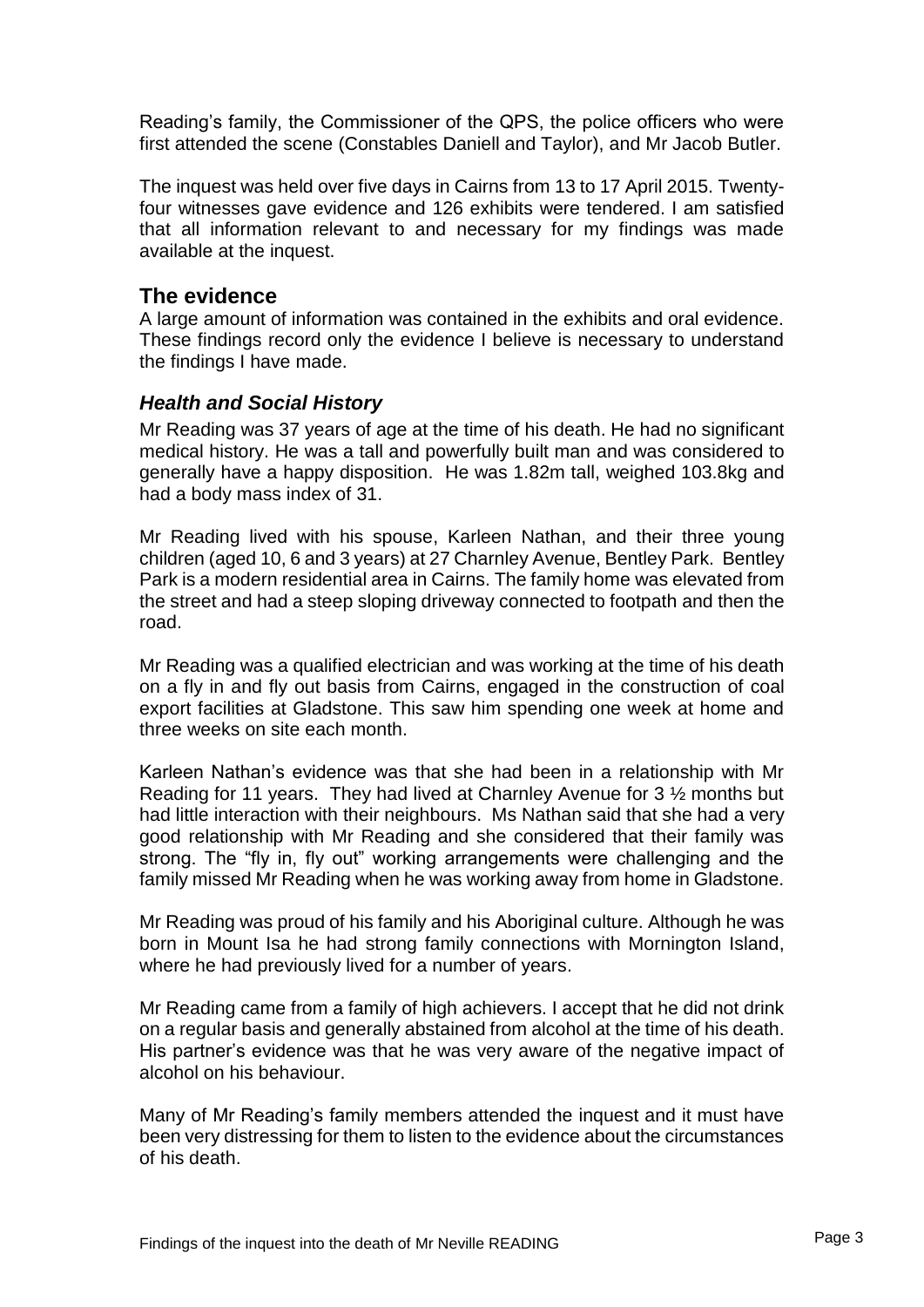Reading's family, the Commissioner of the QPS, the police officers who were first attended the scene (Constables Daniell and Taylor), and Mr Jacob Butler.

The inquest was held over five days in Cairns from 13 to 17 April 2015. Twenty-four witnesses gave evidence and 126 exhibits were tendered. I am satisfied that all information relevant to and necessary for my findings was made available at the inquest.

## The evidence

A large amount of information was contained in the exhibits and oral evidence. These findings record only the evidence I believe is necessary to understand the findings I have made.

### *Health and Social History*

Mr Reading was 37 years of age at the time of his death. He had no significant medical history. He was a tall and powerfully built man and was considered to generally have a happy disposition. He was 1.82m tall, weighed 103.8kg and had a body mass index of 31.

Mr Reading lived with his spouse, Karleen Nathan, and their three young children (aged 10, 6 and 3 years) at 27 Charnley Avenue, Bentley Park. Bentley Park is a modern residential area in Cairns. The family home was elevated from the street and had a steep sloping driveway connected to footpath and then the road.

Mr Reading was a qualified electrician and was working at the time of his death on a fly in and fly out basis from Cairns, engaged in the construction of coal export facilities at Gladstone. This saw him spending one week at home and three weeks on site each month.

Karleen Nathan's evidence was that she had been in a relationship with Mr Reading for 11 years. They had lived at Charnley Avenue for 3 ½ months but had little interaction with their neighbours. Ms Nathan said that she had a very good relationship with Mr Reading and she considered that their family was strong. The "fly in, fly out" working arrangements were challenging and the family missed Mr Reading when he was working away from home in Gladstone.

Mr Reading was proud of his family and his Aboriginal culture. Although he was born in Mount Isa he had strong family connections with Mornington Island, where he had previously lived for a number of years.

Mr Reading came from a family of high achievers. I accept that he did not drink on a regular basis and generally abstained from alcohol at the time of his death. His partner's evidence was that he was very aware of the negative impact of alcohol on his behaviour.

Many of Mr Reading's family members attended the inquest and it must have been very distressing for them to listen to the evidence about the circumstances of his death.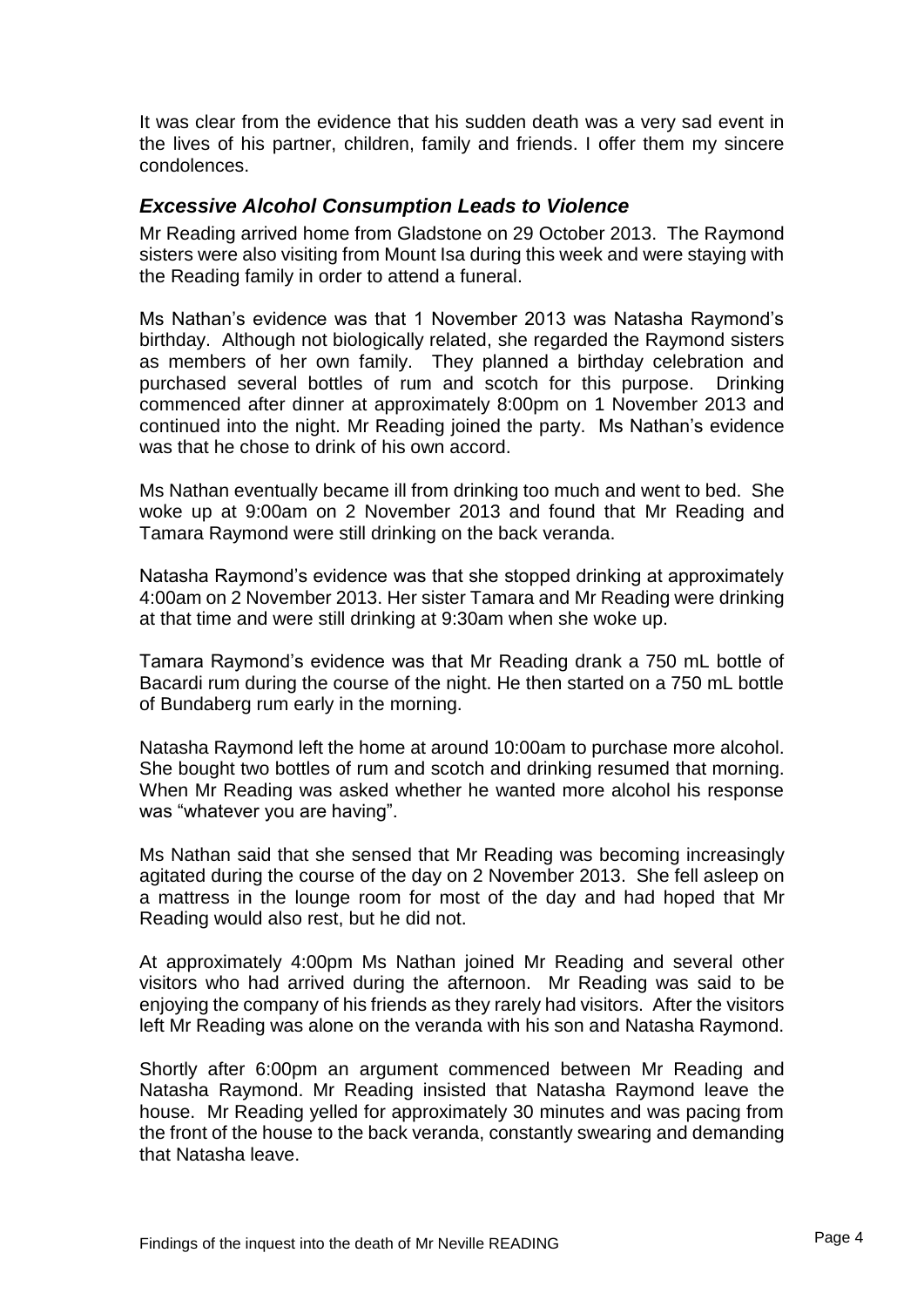It was clear from the evidence that his sudden death was a very sad event in the lives of his partner, children, family and friends. I offer them my sincere condolences.

## *Excessive Alcohol Consumption Leads to Violence*

Mr Reading arrived home from Gladstone on 29 October 2013. The Raymond sisters were also visiting from Mount Isa during this week and were staying with the Reading family in order to attend a funeral.

Ms Nathan's evidence was that 1 November 2013 was Natasha Raymond's birthday. Although not biologically related, she regarded the Raymond sisters as members of her own family. They planned a birthday celebration and purchased several bottles of rum and scotch for this purpose. Drinking commenced after dinner at approximately 8:00pm on 1 November 2013 and continued into the night. Mr Reading joined the party. Ms Nathan's evidence was that he chose to drink of his own accord.

Ms Nathan eventually became ill from drinking too much and went to bed. She woke up at 9:00am on 2 November 2013 and found that Mr Reading and Tamara Raymond were still drinking on the back veranda.

Natasha Raymond's evidence was that she stopped drinking at approximately 4:00am on 2 November 2013. Her sister Tamara and Mr Reading were drinking at that time and were still drinking at 9:30am when she woke up.

Tamara Raymond's evidence was that Mr Reading drank a 750 mL bottle of Bacardi rum during the course of the night. He then started on a 750 mL bottle of Bundaberg rum early in the morning.

Natasha Raymond left the home at around 10:00am to purchase more alcohol. She bought two bottles of rum and scotch and drinking resumed that morning. When Mr Reading was asked whether he wanted more alcohol his response was "whatever you are having".

Ms Nathan said that she sensed that Mr Reading was becoming increasingly agitated during the course of the day on 2 November 2013. She fell asleep on a mattress in the lounge room for most of the day and had hoped that Mr Reading would also rest, but he did not.

At approximately 4:00pm Ms Nathan joined Mr Reading and several other visitors who had arrived during the afternoon. Mr Reading was said to be enjoying the company of his friends as they rarely had visitors. After the visitors left Mr Reading was alone on the veranda with his son and Natasha Raymond.

Shortly after 6:00pm an argument commenced between Mr Reading and Natasha Raymond. Mr Reading insisted that Natasha Raymond leave the house. Mr Reading yelled for approximately 30 minutes and was pacing from the front of the house to the back veranda, constantly swearing and demanding that Natasha leave.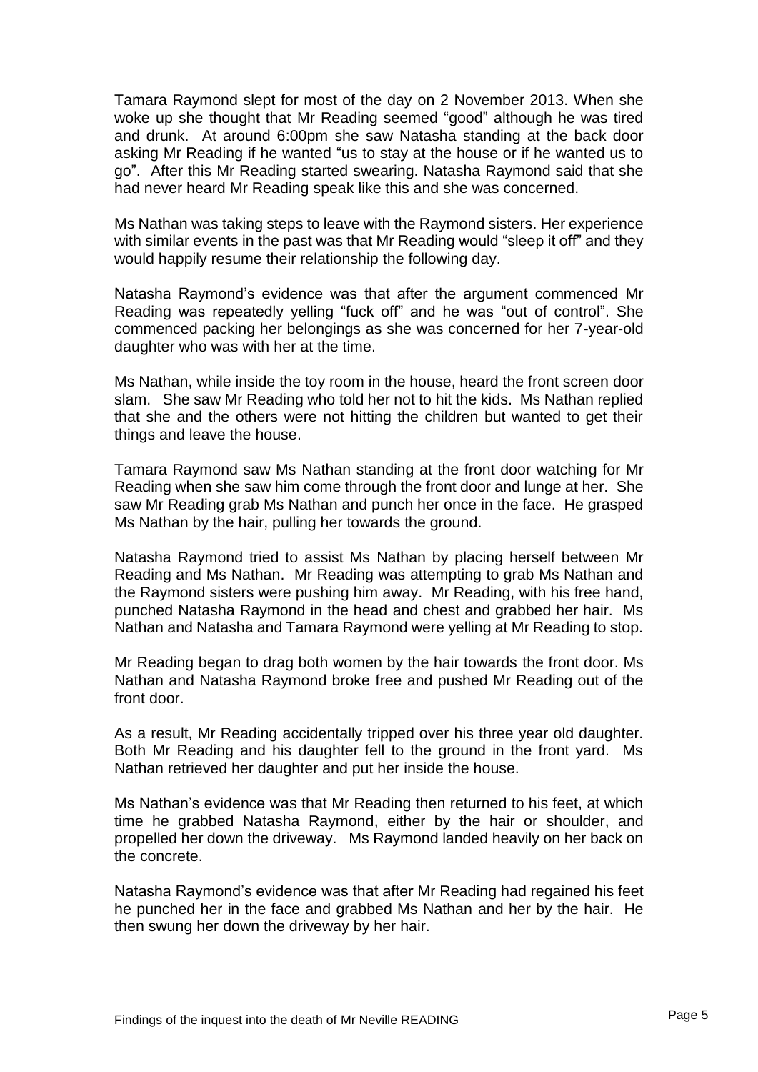Tamara Raymond slept for most of the day on 2 November 2013. When she woke up she thought that Mr Reading seemed "good" although he was tired and drunk. At around 6:00pm she saw Natasha standing at the back door asking Mr Reading if he wanted "us to stay at the house or if he wanted us to go". After this Mr Reading started swearing. Natasha Raymond said that she had never heard Mr Reading speak like this and she was concerned.

Ms Nathan was taking steps to leave with the Raymond sisters. Her experience with similar events in the past was that Mr Reading would "sleep it off" and they would happily resume their relationship the following day.

Natasha Raymond's evidence was that after the argument commenced Mr Reading was repeatedly yelling "fuck off" and he was "out of control". She commenced packing her belongings as she was concerned for her 7-year-old daughter who was with her at the time.

Ms Nathan, while inside the toy room in the house, heard the front screen door slam. She saw Mr Reading who told her not to hit the kids. Ms Nathan replied that she and the others were not hitting the children but wanted to get their things and leave the house.

Tamara Raymond saw Ms Nathan standing at the front door watching for Mr Reading when she saw him come through the front door and lunge at her. She saw Mr Reading grab Ms Nathan and punch her once in the face. He grasped Ms Nathan by the hair, pulling her towards the ground.

Natasha Raymond tried to assist Ms Nathan by placing herself between Mr Reading and Ms Nathan. Mr Reading was attempting to grab Ms Nathan and the Raymond sisters were pushing him away. Mr Reading, with his free hand, punched Natasha Raymond in the head and chest and grabbed her hair. Ms Nathan and Natasha and Tamara Raymond were yelling at Mr Reading to stop.

Mr Reading began to drag both women by the hair towards the front door. Ms Nathan and Natasha Raymond broke free and pushed Mr Reading out of the front door.

As a result, Mr Reading accidentally tripped over his three year old daughter. Both Mr Reading and his daughter fell to the ground in the front yard. Ms Nathan retrieved her daughter and put her inside the house.

Ms Nathan's evidence was that Mr Reading then returned to his feet, at which time he grabbed Natasha Raymond, either by the hair or shoulder, and propelled her down the driveway. Ms Raymond landed heavily on her back on the concrete.

Natasha Raymond's evidence was that after Mr Reading had regained his feet he punched her in the face and grabbed Ms Nathan and her by the hair. He then swung her down the driveway by her hair.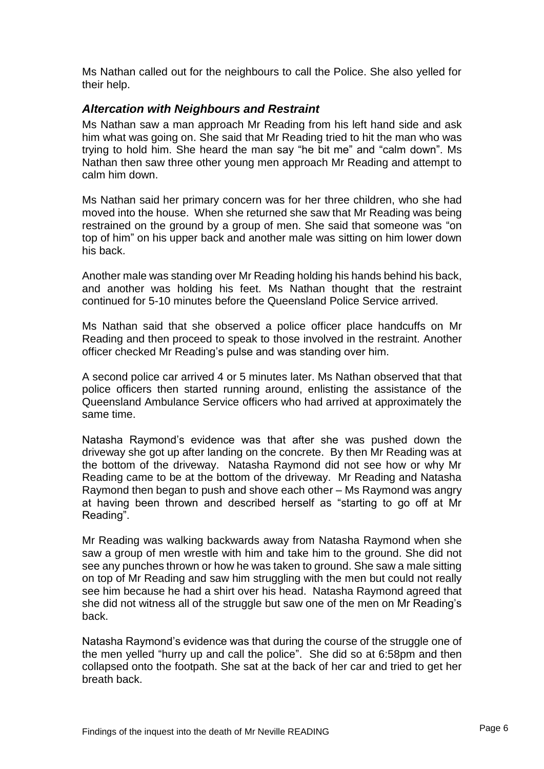Ms Nathan called out for the neighbours to call the Police. She also yelled for their help.

### *Altercation with Neighbours and Restraint*

Ms Nathan saw a man approach Mr Reading from his left hand side and ask him what was going on. She said that Mr Reading tried to hit the man who was trying to hold him. She heard the man say "he bit me" and "calm down". Ms Nathan then saw three other young men approach Mr Reading and attempt to calm him down.

Ms Nathan said her primary concern was for her three children, who she had moved into the house. When she returned she saw that Mr Reading was being restrained on the ground by a group of men. She said that someone was "on top of him" on his upper back and another male was sitting on him lower down his back.

Another male was standing over Mr Reading holding his hands behind his back, and another was holding his feet. Ms Nathan thought that the restraint continued for 5-10 minutes before the Queensland Police Service arrived.

Ms Nathan said that she observed a police officer place handcuffs on Mr Reading and then proceed to speak to those involved in the restraint. Another officer checked Mr Reading's pulse and was standing over him.

A second police car arrived 4 or 5 minutes later. Ms Nathan observed that that police officers then started running around, enlisting the assistance of the Queensland Ambulance Service officers who had arrived at approximately the same time.

Natasha Raymond's evidence was that after she was pushed down the driveway she got up after landing on the concrete. By then Mr Reading was at the bottom of the driveway. Natasha Raymond did not see how or why Mr Reading came to be at the bottom of the driveway. Mr Reading and Natasha Raymond then began to push and shove each other – Ms Raymond was angry at having been thrown and described herself as "starting to go off at Mr Reading".

Mr Reading was walking backwards away from Natasha Raymond when she saw a group of men wrestle with him and take him to the ground. She did not see any punches thrown or how he was taken to ground. She saw a male sitting on top of Mr Reading and saw him struggling with the men but could not really see him because he had a shirt over his head. Natasha Raymond agreed that she did not witness all of the struggle but saw one of the men on Mr Reading's back.

Natasha Raymond's evidence was that during the course of the struggle one of the men yelled "hurry up and call the police". She did so at 6:58pm and then collapsed onto the footpath. She sat at the back of her car and tried to get her breath back.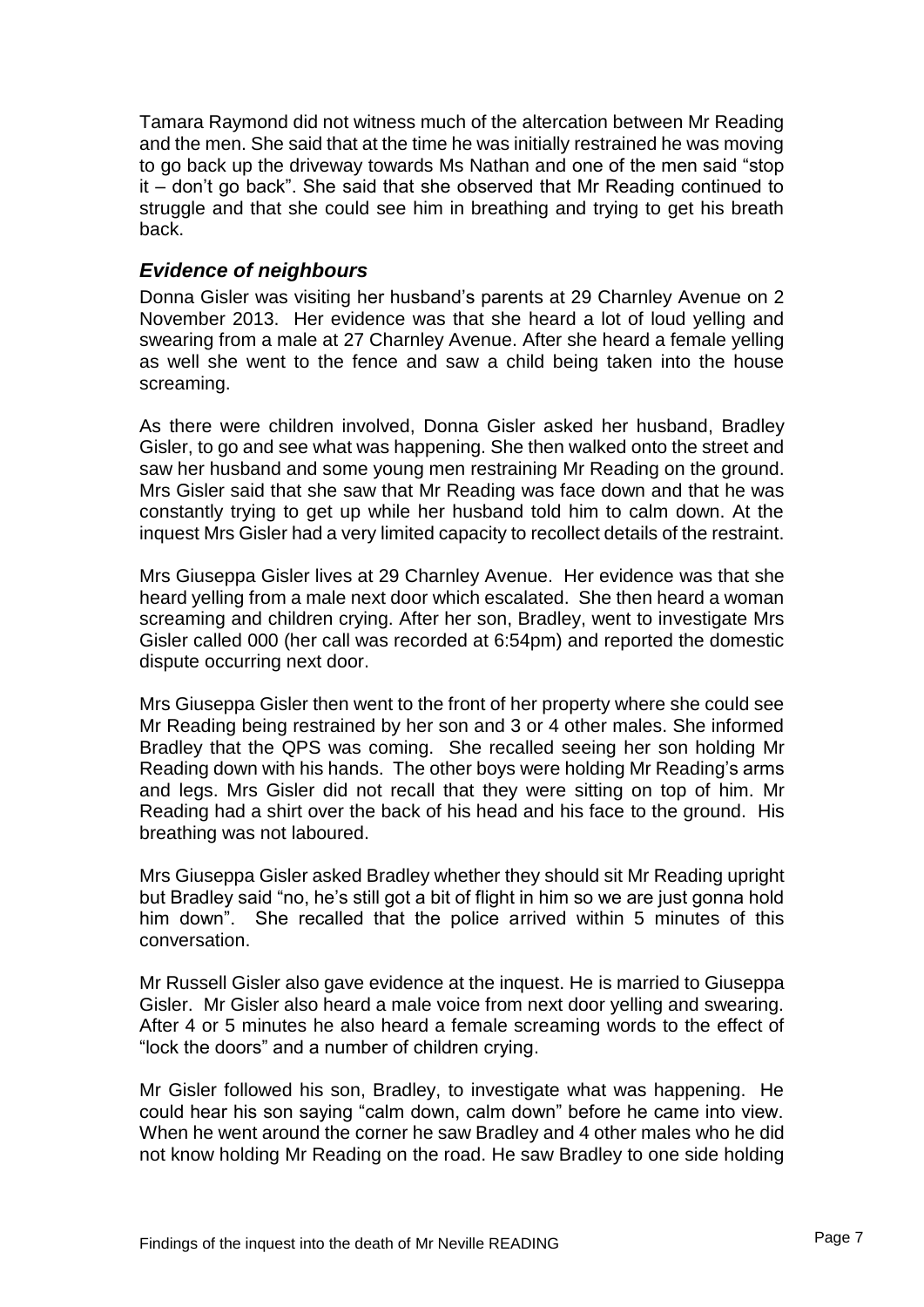Tamara Raymond did not witness much of the altercation between Mr Reading and the men. She said that at the time he was initially restrained he was moving to go back up the driveway towards Ms Nathan and one of the men said "stop it – don't go back". She said that she observed that Mr Reading continued to struggle and that she could see him in breathing and trying to get his breath back.

### *Evidence of neighbours*

Donna Gisler was visiting her husband's parents at 29 Charnley Avenue on 2 November 2013. Her evidence was that she heard a lot of loud yelling and swearing from a male at 27 Charnley Avenue. After she heard a female yelling as well she went to the fence and saw a child being taken into the house screaming.

As there were children involved, Donna Gisler asked her husband, Bradley Gisler, to go and see what was happening. She then walked onto the street and saw her husband and some young men restraining Mr Reading on the ground. Mrs Gisler said that she saw that Mr Reading was face down and that he was constantly trying to get up while her husband told him to calm down. At the inquest Mrs Gisler had a very limited capacity to recollect details of the restraint.

Mrs Giuseppa Gisler lives at 29 Charnley Avenue. Her evidence was that she heard yelling from a male next door which escalated. She then heard a woman screaming and children crying. After her son, Bradley, went to investigate Mrs Gisler called 000 (her call was recorded at 6:54pm) and reported the domestic dispute occurring next door.

Mrs Giuseppa Gisler then went to the front of her property where she could see Mr Reading being restrained by her son and 3 or 4 other males. She informed Bradley that the QPS was coming. She recalled seeing her son holding Mr Reading down with his hands. The other boys were holding Mr Reading's arms and legs. Mrs Gisler did not recall that they were sitting on top of him. Mr Reading had a shirt over the back of his head and his face to the ground. His breathing was not laboured.

Mrs Giuseppa Gisler asked Bradley whether they should sit Mr Reading upright but Bradley said "no, he's still got a bit of flight in him so we are just gonna hold him down". She recalled that the police arrived within 5 minutes of this conversation.

Mr Russell Gisler also gave evidence at the inquest. He is married to Giuseppa Gisler. Mr Gisler also heard a male voice from next door yelling and swearing. After 4 or 5 minutes he also heard a female screaming words to the effect of "lock the doors" and a number of children crying.

Mr Gisler followed his son, Bradley, to investigate what was happening. He could hear his son saying "calm down, calm down" before he came into view. When he went around the corner he saw Bradley and 4 other males who he did not know holding Mr Reading on the road. He saw Bradley to one side holding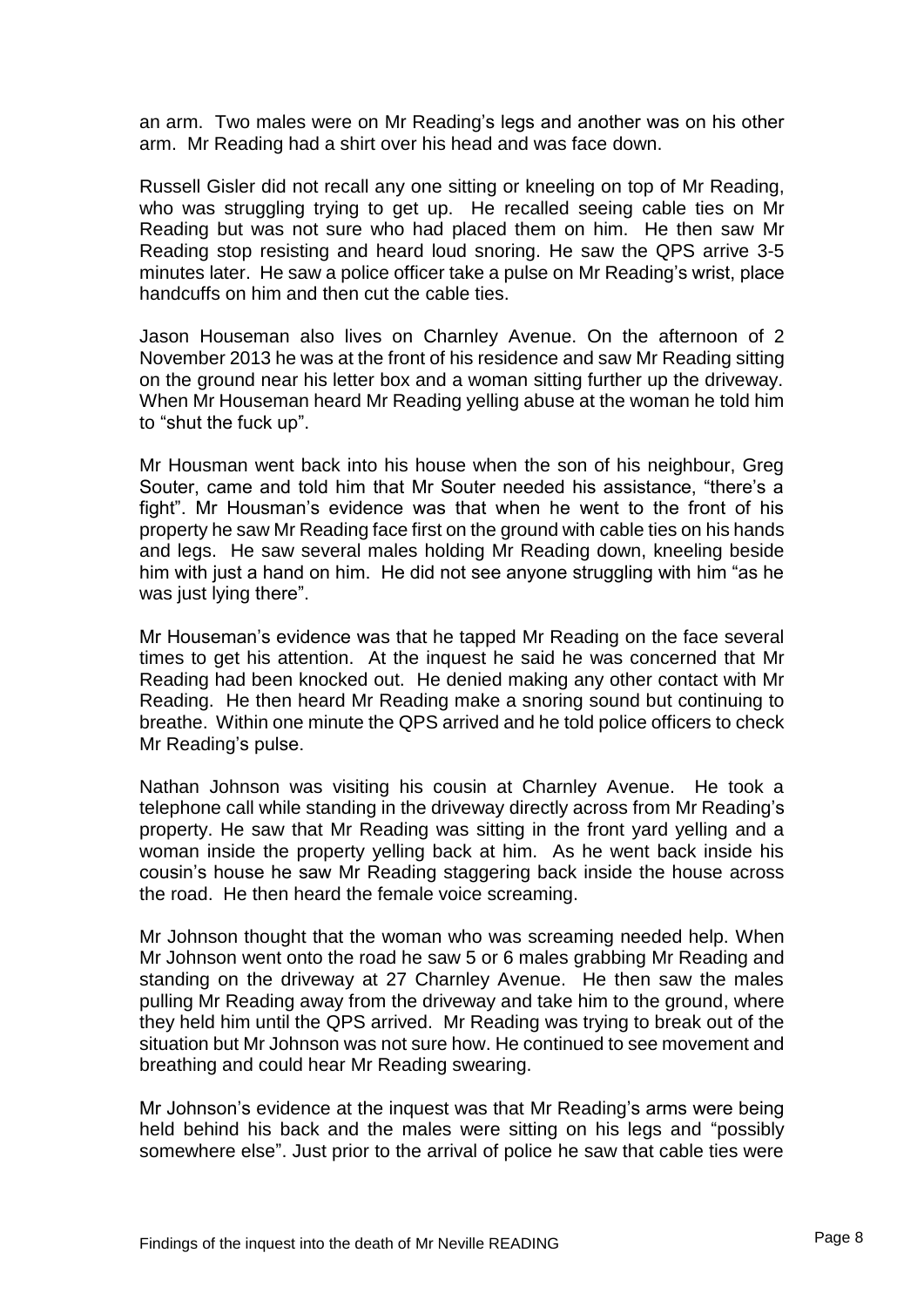an arm. Two males were on Mr Reading's legs and another was on his other arm. Mr Reading had a shirt over his head and was face down.

Russell Gisler did not recall any one sitting or kneeling on top of Mr Reading, who was struggling trying to get up. He recalled seeing cable ties on Mr Reading but was not sure who had placed them on him. He then saw Mr Reading stop resisting and heard loud snoring. He saw the QPS arrive 3-5 minutes later. He saw a police officer take a pulse on Mr Reading's wrist, place handcuffs on him and then cut the cable ties.

Jason Houseman also lives on Charnley Avenue. On the afternoon of 2 November 2013 he was at the front of his residence and saw Mr Reading sitting on the ground near his letter box and a woman sitting further up the driveway. When Mr Houseman heard Mr Reading yelling abuse at the woman he told him to "shut the fuck up".

Mr Housman went back into his house when the son of his neighbour, Greg Souter, came and told him that Mr Souter needed his assistance, "there's a fight". Mr Housman's evidence was that when he went to the front of his property he saw Mr Reading face first on the ground with cable ties on his hands and legs. He saw several males holding Mr Reading down, kneeling beside him with just a hand on him. He did not see anyone struggling with him "as he was just lying there".

Mr Houseman's evidence was that he tapped Mr Reading on the face several times to get his attention. At the inquest he said he was concerned that Mr Reading had been knocked out. He denied making any other contact with Mr Reading. He then heard Mr Reading make a snoring sound but continuing to breathe. Within one minute the QPS arrived and he told police officers to check Mr Reading's pulse.

Nathan Johnson was visiting his cousin at Charnley Avenue. He took a telephone call while standing in the driveway directly across from Mr Reading's property. He saw that Mr Reading was sitting in the front yard yelling and a woman inside the property yelling back at him. As he went back inside his cousin's house he saw Mr Reading staggering back inside the house across the road. He then heard the female voice screaming.

Mr Johnson thought that the woman who was screaming needed help. When Mr Johnson went onto the road he saw 5 or 6 males grabbing Mr Reading and standing on the driveway at 27 Charnley Avenue. He then saw the males pulling Mr Reading away from the driveway and take him to the ground, where they held him until the QPS arrived. Mr Reading was trying to break out of the situation but Mr Johnson was not sure how. He continued to see movement and breathing and could hear Mr Reading swearing.

Mr Johnson's evidence at the inquest was that Mr Reading's arms were being held behind his back and the males were sitting on his legs and "possibly somewhere else". Just prior to the arrival of police he saw that cable ties were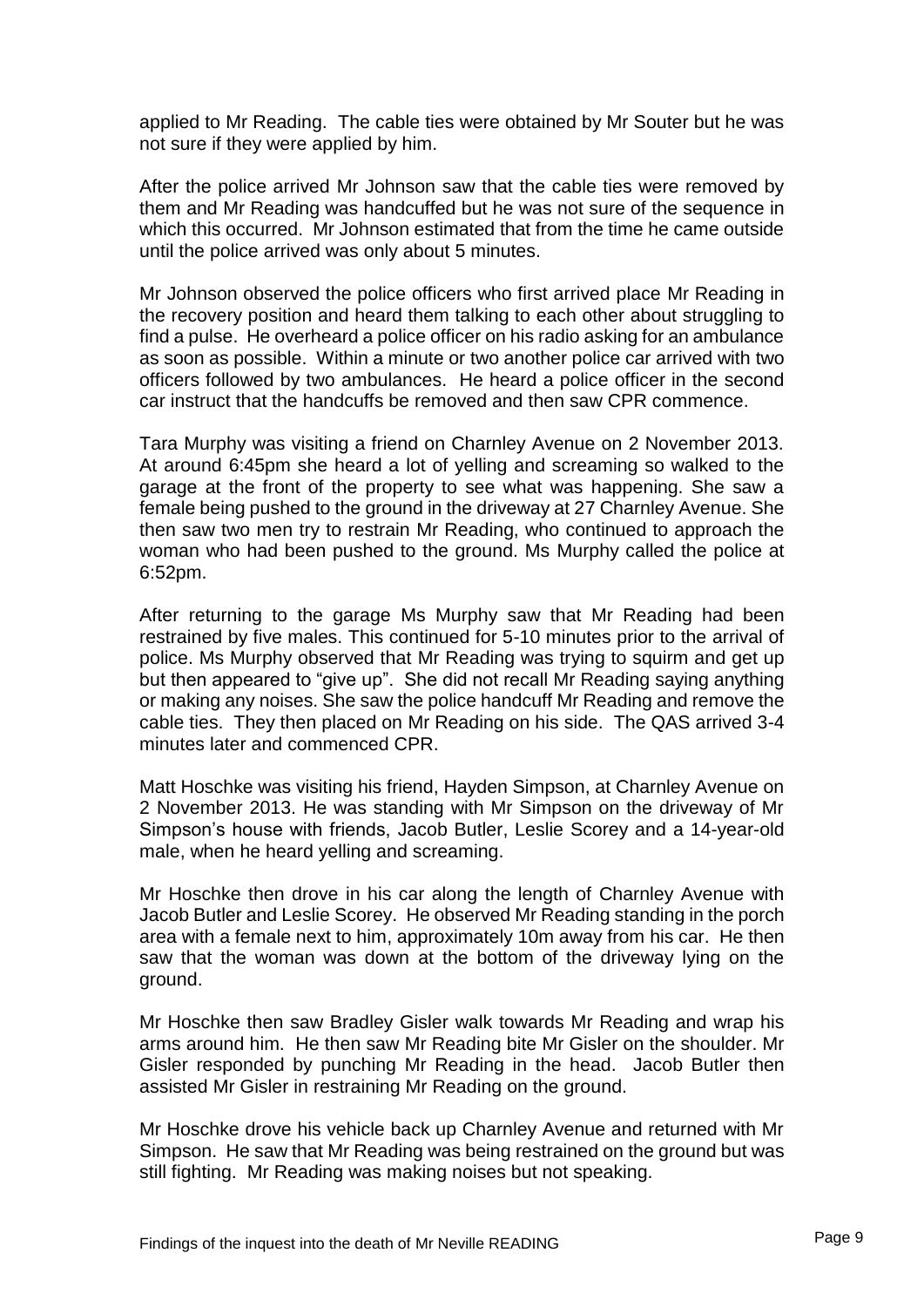applied to Mr Reading. The cable ties were obtained by Mr Souter but he was not sure if they were applied by him.

After the police arrived Mr Johnson saw that the cable ties were removed by them and Mr Reading was handcuffed but he was not sure of the sequence in which this occurred. Mr Johnson estimated that from the time he came outside until the police arrived was only about 5 minutes.

Mr Johnson observed the police officers who first arrived place Mr Reading in the recovery position and heard them talking to each other about struggling to find a pulse. He overheard a police officer on his radio asking for an ambulance as soon as possible. Within a minute or two another police car arrived with two officers followed by two ambulances. He heard a police officer in the second car instruct that the handcuffs be removed and then saw CPR commence.

Tara Murphy was visiting a friend on Charnley Avenue on 2 November 2013. At around 6:45pm she heard a lot of yelling and screaming so walked to the garage at the front of the property to see what was happening. She saw a female being pushed to the ground in the driveway at 27 Charnley Avenue. She then saw two men try to restrain Mr Reading, who continued to approach the woman who had been pushed to the ground. Ms Murphy called the police at 6:52pm.

After returning to the garage Ms Murphy saw that Mr Reading had been restrained by five males. This continued for 5-10 minutes prior to the arrival of police. Ms Murphy observed that Mr Reading was trying to squirm and get up but then appeared to "give up". She did not recall Mr Reading saying anything or making any noises. She saw the police handcuff Mr Reading and remove the cable ties. They then placed on Mr Reading on his side. The QAS arrived 3-4 minutes later and commenced CPR.

Matt Hoschke was visiting his friend, Hayden Simpson, at Charnley Avenue on 2 November 2013. He was standing with Mr Simpson on the driveway of Mr Simpson's house with friends, Jacob Butler, Leslie Scorey and a 14-year-old male, when he heard yelling and screaming.

Mr Hoschke then drove in his car along the length of Charnley Avenue with Jacob Butler and Leslie Scorey. He observed Mr Reading standing in the porch area with a female next to him, approximately 10m away from his car. He then saw that the woman was down at the bottom of the driveway lying on the ground.

Mr Hoschke then saw Bradley Gisler walk towards Mr Reading and wrap his arms around him. He then saw Mr Reading bite Mr Gisler on the shoulder. Mr Gisler responded by punching Mr Reading in the head. Jacob Butler then assisted Mr Gisler in restraining Mr Reading on the ground.

Mr Hoschke drove his vehicle back up Charnley Avenue and returned with Mr Simpson. He saw that Mr Reading was being restrained on the ground but was still fighting. Mr Reading was making noises but not speaking.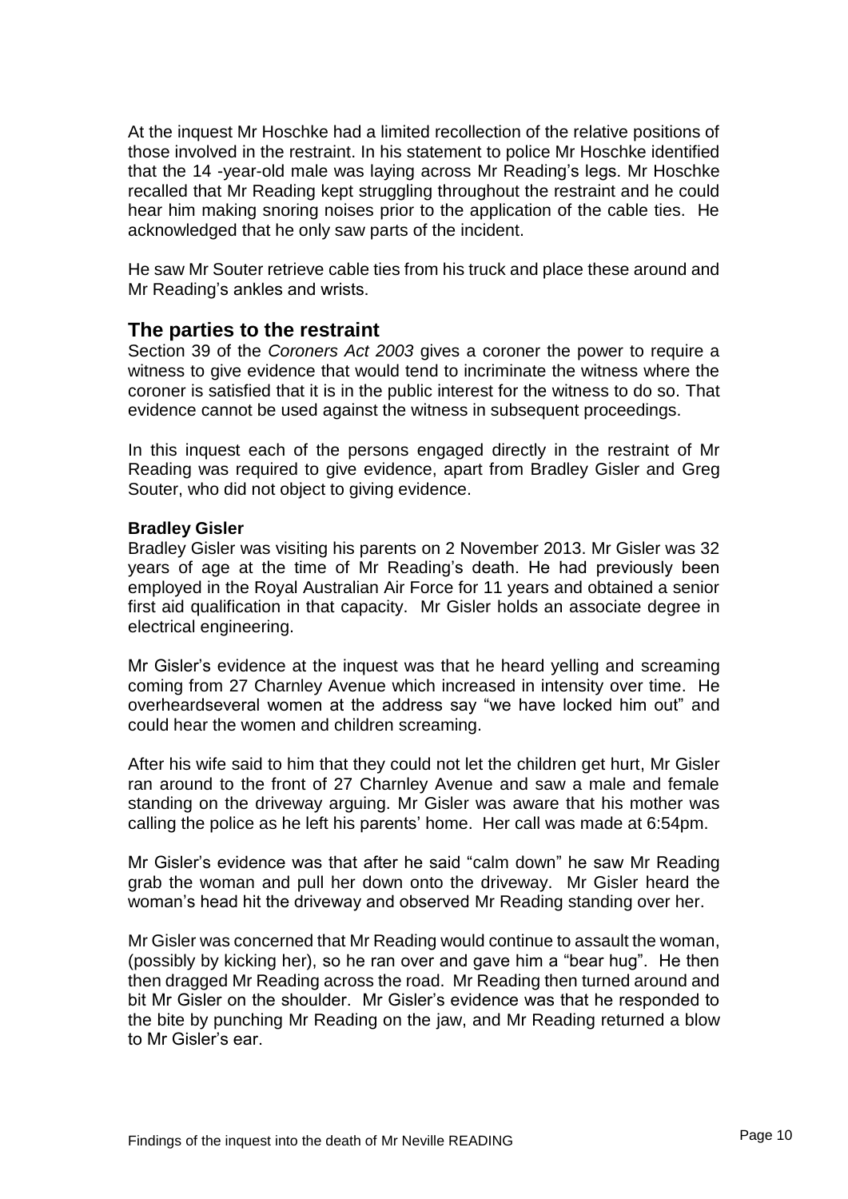At the inquest Mr Hoschke had a limited recollection of the relative positions of those involved in the restraint. In his statement to police Mr Hoschke identified that the 14 -year-old male was laying across Mr Reading's legs. Mr Hoschke recalled that Mr Reading kept struggling throughout the restraint and he could hear him making snoring noises prior to the application of the cable ties. He acknowledged that he only saw parts of the incident.

He saw Mr Souter retrieve cable ties from his truck and place these around and Mr Reading's ankles and wrists.

## The parties to the restraint

Section 39 of the *Coroners Act 2003* gives a coroner the power to require a witness to give evidence that would tend to incriminate the witness where the coroner is satisfied that it is in the public interest for the witness to do so. That evidence cannot be used against the witness in subsequent proceedings.

In this inquest each of the persons engaged directly in the restraint of Mr Reading was required to give evidence, apart from Bradley Gisler and Greg Souter, who did not object to giving evidence.

### Bradley Gisler

Bradley Gisler was visiting his parents on 2 November 2013. Mr Gisler was 32 years of age at the time of Mr Reading's death. He had previously been employed in the Royal Australian Air Force for 11 years and obtained a senior first aid qualification in that capacity. Mr Gisler holds an associate degree in electrical engineering.

Mr Gisler's evidence at the inquest was that he heard yelling and screaming coming from 27 Charnley Avenue which increased in intensity over time. He overheardseveral women at the address say "we have locked him out" and could hear the women and children screaming.

After his wife said to him that they could not let the children get hurt, Mr Gisler ran around to the front of 27 Charnley Avenue and saw a male and female standing on the driveway arguing. Mr Gisler was aware that his mother was calling the police as he left his parents' home. Her call was made at 6:54pm.

Mr Gisler's evidence was that after he said "calm down" he saw Mr Reading grab the woman and pull her down onto the driveway. Mr Gisler heard the woman's head hit the driveway and observed Mr Reading standing over her.

Mr Gisler was concerned that Mr Reading would continue to assault the woman, (possibly by kicking her), so he ran over and gave him a "bear hug". He then then dragged Mr Reading across the road. Mr Reading then turned around and bit Mr Gisler on the shoulder. Mr Gisler's evidence was that he responded to the bite by punching Mr Reading on the jaw, and Mr Reading returned a blow to Mr Gisler's ear.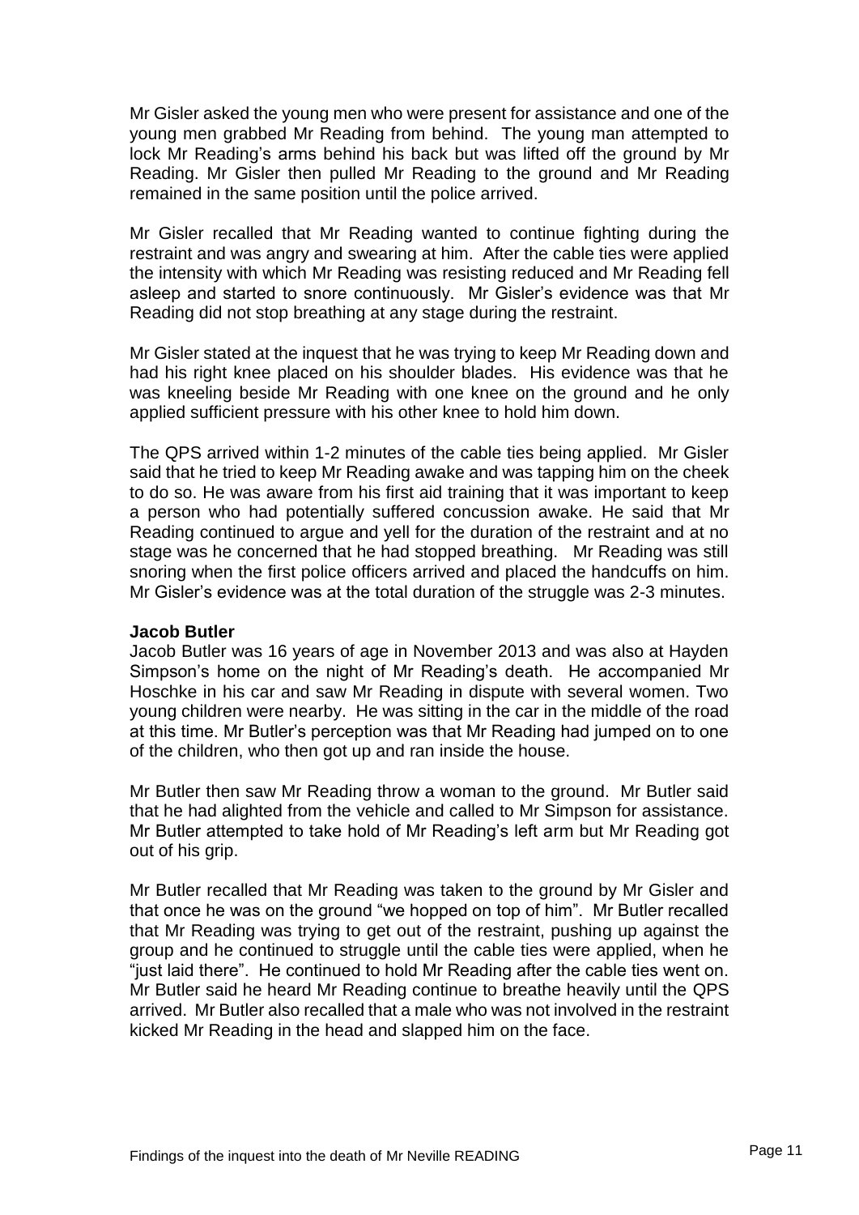Mr Gisler asked the young men who were present for assistance and one of the young men grabbed Mr Reading from behind. The young man attempted to lock Mr Reading's arms behind his back but was lifted off the ground by Mr Reading. Mr Gisler then pulled Mr Reading to the ground and Mr Reading remained in the same position until the police arrived.

Mr Gisler recalled that Mr Reading wanted to continue fighting during the restraint and was angry and swearing at him. After the cable ties were applied the intensity with which Mr Reading was resisting reduced and Mr Reading fell asleep and started to snore continuously. Mr Gisler's evidence was that Mr Reading did not stop breathing at any stage during the restraint.

Mr Gisler stated at the inquest that he was trying to keep Mr Reading down and had his right knee placed on his shoulder blades. His evidence was that he was kneeling beside Mr Reading with one knee on the ground and he only applied sufficient pressure with his other knee to hold him down.

The QPS arrived within 1-2 minutes of the cable ties being applied. Mr Gisler said that he tried to keep Mr Reading awake and was tapping him on the cheek to do so. He was aware from his first aid training that it was important to keep a person who had potentially suffered concussion awake. He said that Mr Reading continued to argue and yell for the duration of the restraint and at no stage was he concerned that he had stopped breathing. Mr Reading was still snoring when the first police officers arrived and placed the handcuffs on him. Mr Gisler's evidence was at the total duration of the struggle was 2-3 minutes.

**Jacob Butler**

Jacob Butler was 16 years of age in November 2013 and was also at Hayden Simpson's home on the night of Mr Reading's death. He accompanied Mr Hoschke in his car and saw Mr Reading in dispute with several women. Two young children were nearby. He was sitting in the car in the middle of the road at this time. Mr Butler's perception was that Mr Reading had jumped on to one of the children, who then got up and ran inside the house.

Mr Butler then saw Mr Reading throw a woman to the ground. Mr Butler said that he had alighted from the vehicle and called to Mr Simpson for assistance. Mr Butler attempted to take hold of Mr Reading's left arm but Mr Reading got out of his grip.

Mr Butler recalled that Mr Reading was taken to the ground by Mr Gisler and that once he was on the ground "we hopped on top of him". Mr Butler recalled that Mr Reading was trying to get out of the restraint, pushing up against the group and he continued to struggle until the cable ties were applied, when he "just laid there". He continued to hold Mr Reading after the cable ties went on. Mr Butler said he heard Mr Reading continue to breathe heavily until the QPS arrived. Mr Butler also recalled that a male who was not involved in the restraint kicked Mr Reading in the head and slapped him on the face.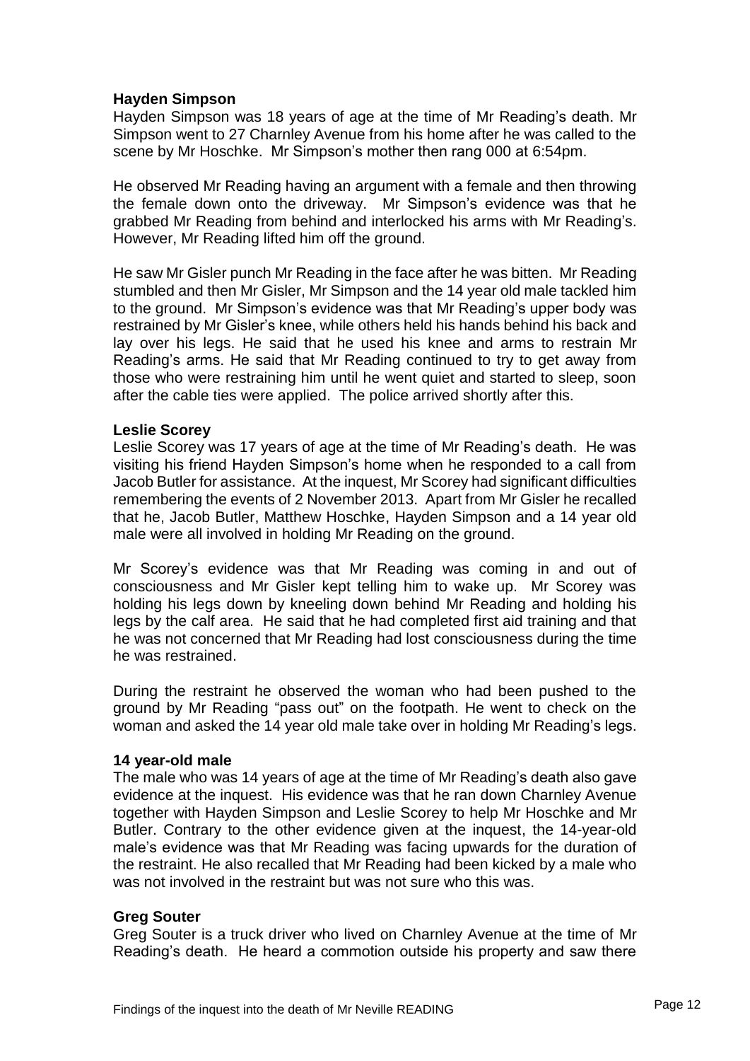### Hayden Simpson

Hayden Simpson was 18 years of age at the time of Mr Reading's death. Mr Simpson went to 27 Charnley Avenue from his home after he was called to the scene by Mr Hoschke. Mr Simpson's mother then rang 000 at 6:54pm.

He observed Mr Reading having an argument with a female and then throwing the female down onto the driveway. Mr Simpson's evidence was that he grabbed Mr Reading from behind and interlocked his arms with Mr Reading's. However, Mr Reading lifted him off the ground.

He saw Mr Gisler punch Mr Reading in the face after he was bitten. Mr Reading stumbled and then Mr Gisler, Mr Simpson and the 14 year old male tackled him to the ground. Mr Simpson's evidence was that Mr Reading's upper body was restrained by Mr Gisler's knee, while others held his hands behind his back and lay over his legs. He said that he used his knee and arms to restrain Mr Reading's arms. He said that Mr Reading continued to try to get away from those who were restraining him until he went quiet and started to sleep, soon after the cable ties were applied. The police arrived shortly after this.

### Leslie Scorey

Leslie Scorey was 17 years of age at the time of Mr Reading's death. He was visiting his friend Hayden Simpson's home when he responded to a call from Jacob Butler for assistance. At the inquest, Mr Scorey had significant difficulties remembering the events of 2 November 2013. Apart from Mr Gisler he recalled that he, Jacob Butler, Matthew Hoschke, Hayden Simpson and a 14 year old male were all involved in holding Mr Reading on the ground.

Mr Scorey's evidence was that Mr Reading was coming in and out of consciousness and Mr Gisler kept telling him to wake up. Mr Scorey was holding his legs down by kneeling down behind Mr Reading and holding his legs by the calf area. He said that he had completed first aid training and that he was not concerned that Mr Reading had lost consciousness during the time he was restrained.

During the restraint he observed the woman who had been pushed to the ground by Mr Reading "pass out" on the footpath. He went to check on the woman and asked the 14 year old male take over in holding Mr Reading's legs.

### 14 year-old male

The male who was 14 years of age at the time of Mr Reading's death also gave evidence at the inquest. His evidence was that he ran down Charnley Avenue together with Hayden Simpson and Leslie Scorey to help Mr Hoschke and Mr Butler. Contrary to the other evidence given at the inquest, the 14-year-old male's evidence was that Mr Reading was facing upwards for the duration of the restraint. He also recalled that Mr Reading had been kicked by a male who was not involved in the restraint but was not sure who this was.

### Greg Souter

Greg Souter is a truck driver who lived on Charnley Avenue at the time of Mr Reading's death. He heard a commotion outside his property and saw there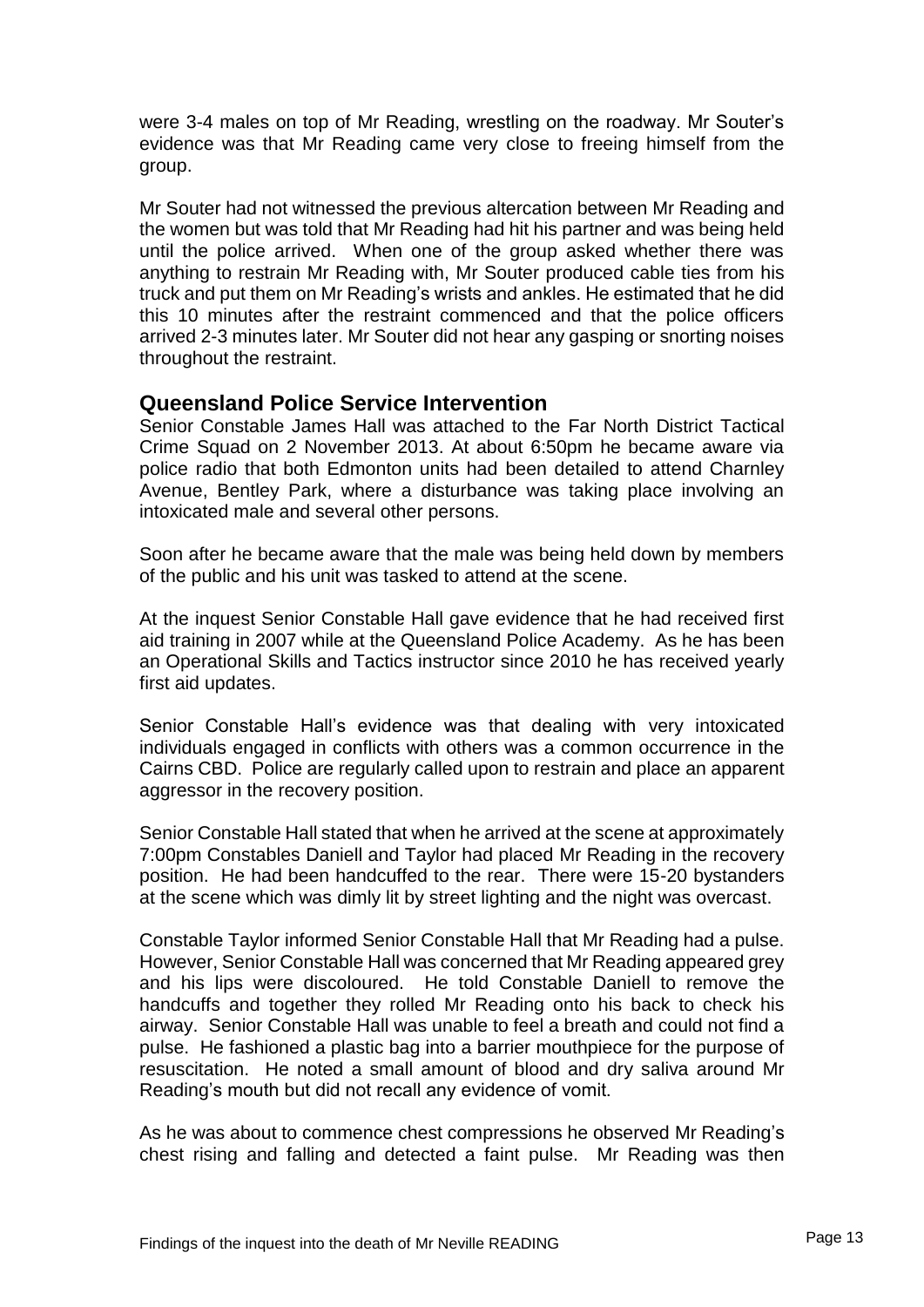were 3-4 males on top of Mr Reading, wrestling on the roadway. Mr Souter's evidence was that Mr Reading came very close to freeing himself from the group.

Mr Souter had not witnessed the previous altercation between Mr Reading and the women but was told that Mr Reading had hit his partner and was being held until the police arrived. When one of the group asked whether there was anything to restrain Mr Reading with, Mr Souter produced cable ties from his truck and put them on Mr Reading's wrists and ankles. He estimated that he did this 10 minutes after the restraint commenced and that the police officers arrived 2-3 minutes later. Mr Souter did not hear any gasping or snorting noises throughout the restraint.

## Queensland Police Service Intervention

Senior Constable James Hall was attached to the Far North District Tactical Crime Squad on 2 November 2013. At about 6:50pm he became aware via police radio that both Edmonton units had been detailed to attend Charnley Avenue, Bentley Park, where a disturbance was taking place involving an intoxicated male and several other persons.

Soon after he became aware that the male was being held down by members of the public and his unit was tasked to attend at the scene.

At the inquest Senior Constable Hall gave evidence that he had received first aid training in 2007 while at the Queensland Police Academy. As he has been an Operational Skills and Tactics instructor since 2010 he has received yearly first aid updates.

Senior Constable Hall's evidence was that dealing with very intoxicated individuals engaged in conflicts with others was a common occurrence in the Cairns CBD. Police are regularly called upon to restrain and place an apparent aggressor in the recovery position.

Senior Constable Hall stated that when he arrived at the scene at approximately 7:00pm Constables Daniell and Taylor had placed Mr Reading in the recovery position. He had been handcuffed to the rear. There were 15-20 bystanders at the scene which was dimly lit by street lighting and the night was overcast.

Constable Taylor informed Senior Constable Hall that Mr Reading had a pulse. However, Senior Constable Hall was concerned that Mr Reading appeared grey and his lips were discoloured. He told Constable Daniell to remove the handcuffs and together they rolled Mr Reading onto his back to check his airway. Senior Constable Hall was unable to feel a breath and could not find a pulse. He fashioned a plastic bag into a barrier mouthpiece for the purpose of resuscitation. He noted a small amount of blood and dry saliva around Mr Reading's mouth but did not recall any evidence of vomit.

As he was about to commence chest compressions he observed Mr Reading's chest rising and falling and detected a faint pulse. Mr Reading was then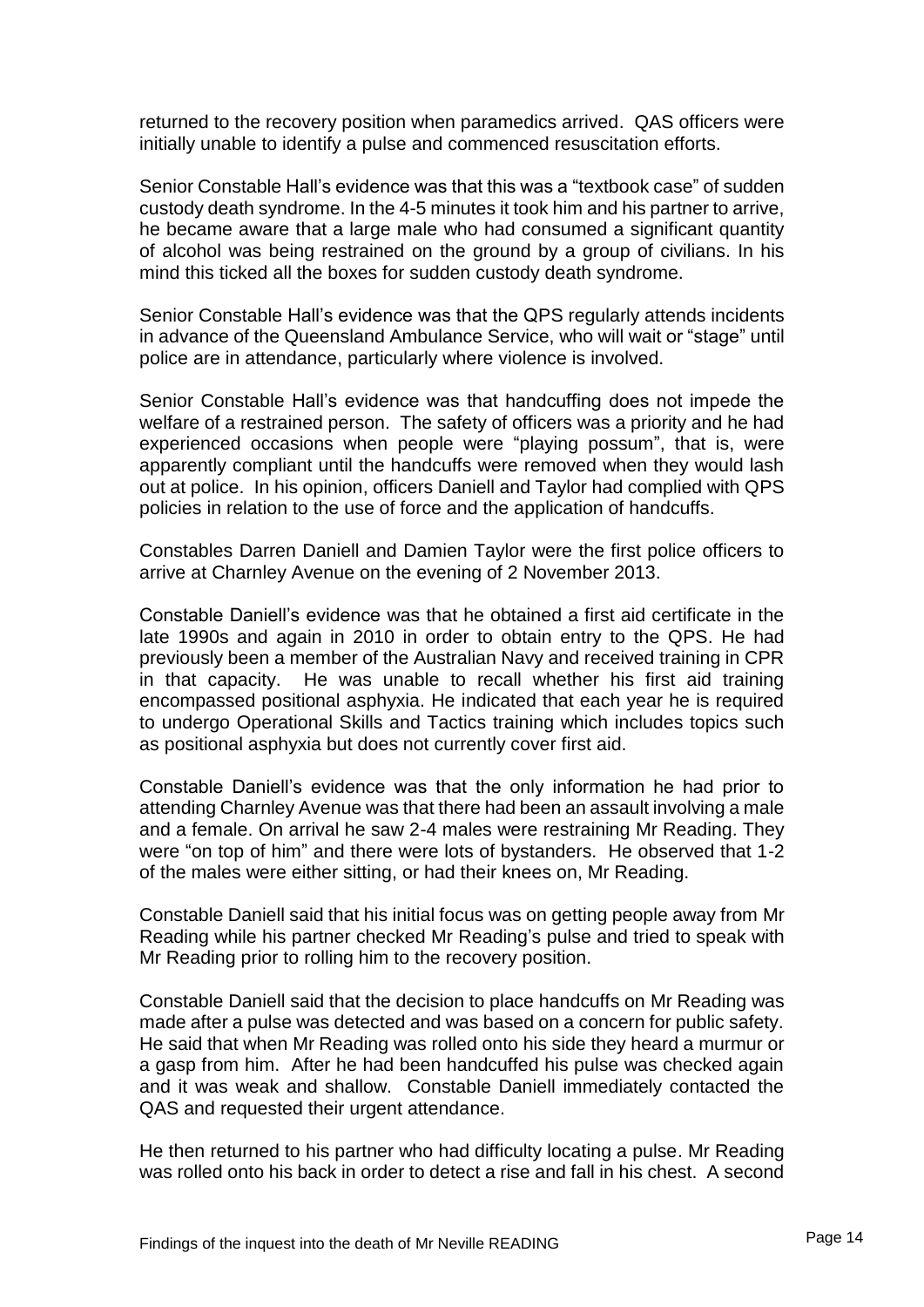returned to the recovery position when paramedics arrived. QAS officers were initially unable to identify a pulse and commenced resuscitation efforts.

Senior Constable Hall's evidence was that this was a "textbook case" of sudden custody death syndrome. In the 4-5 minutes it took him and his partner to arrive, he became aware that a large male who had consumed a significant quantity of alcohol was being restrained on the ground by a group of civilians. In his mind this ticked all the boxes for sudden custody death syndrome.

Senior Constable Hall's evidence was that the QPS regularly attends incidents in advance of the Queensland Ambulance Service, who will wait or "stage" until police are in attendance, particularly where violence is involved.

Senior Constable Hall's evidence was that handcuffing does not impede the welfare of a restrained person. The safety of officers was a priority and he had experienced occasions when people were "playing possum", that is, were apparently compliant until the handcuffs were removed when they would lash out at police. In his opinion, officers Daniell and Taylor had complied with QPS policies in relation to the use of force and the application of handcuffs.

Constables Darren Daniell and Damien Taylor were the first police officers to arrive at Charnley Avenue on the evening of 2 November 2013.

Constable Daniell's evidence was that he obtained a first aid certificate in the late 1990s and again in 2010 in order to obtain entry to the QPS. He had previously been a member of the Australian Navy and received training in CPR in that capacity. He was unable to recall whether his first aid training encompassed positional asphyxia. He indicated that each year he is required to undergo Operational Skills and Tactics training which includes topics such as positional asphyxia but does not currently cover first aid.

Constable Daniell's evidence was that the only information he had prior to attending Charnley Avenue was that there had been an assault involving a male and a female. On arrival he saw 2-4 males were restraining Mr Reading. They were "on top of him" and there were lots of bystanders. He observed that 1-2 of the males were either sitting, or had their knees on, Mr Reading.

Constable Daniell said that his initial focus was on getting people away from Mr Reading while his partner checked Mr Reading's pulse and tried to speak with Mr Reading prior to rolling him to the recovery position.

Constable Daniell said that the decision to place handcuffs on Mr Reading was made after a pulse was detected and was based on a concern for public safety. He said that when Mr Reading was rolled onto his side they heard a murmur or a gasp from him. After he had been handcuffed his pulse was checked again and it was weak and shallow. Constable Daniell immediately contacted the QAS and requested their urgent attendance.

He then returned to his partner who had difficulty locating a pulse. Mr Reading was rolled onto his back in order to detect a rise and fall in his chest. A second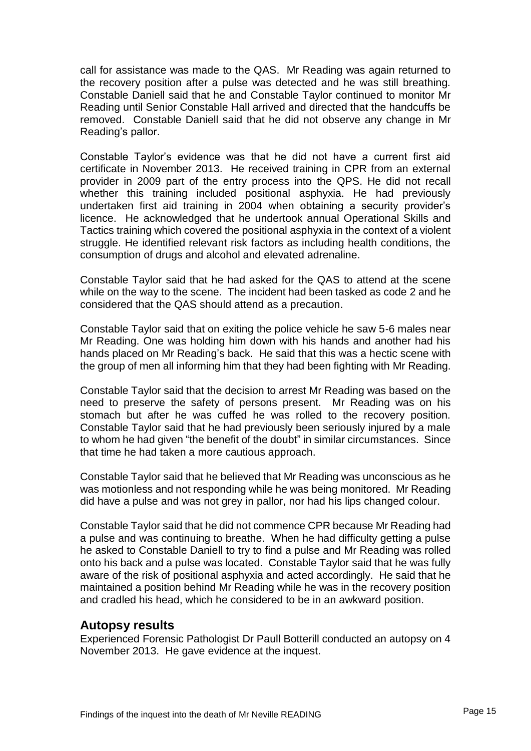call for assistance was made to the QAS. Mr Reading was again returned to the recovery position after a pulse was detected and he was still breathing. Constable Daniell said that he and Constable Taylor continued to monitor Mr Reading until Senior Constable Hall arrived and directed that the handcuffs be removed. Constable Daniell said that he did not observe any change in Mr Reading's pallor.

Constable Taylor's evidence was that he did not have a current first aid certificate in November 2013. He received training in CPR from an external provider in 2009 part of the entry process into the QPS. He did not recall whether this training included positional asphyxia. He had previously undertaken first aid training in 2004 when obtaining a security provider's licence. He acknowledged that he undertook annual Operational Skills and Tactics training which covered the positional asphyxia in the context of a violent struggle. He identified relevant risk factors as including health conditions, the consumption of drugs and alcohol and elevated adrenaline.

Constable Taylor said that he had asked for the QAS to attend at the scene while on the way to the scene. The incident had been tasked as code 2 and he considered that the QAS should attend as a precaution.

Constable Taylor said that on exiting the police vehicle he saw 5-6 males near Mr Reading. One was holding him down with his hands and another had his hands placed on Mr Reading's back. He said that this was a hectic scene with the group of men all informing him that they had been fighting with Mr Reading.

Constable Taylor said that the decision to arrest Mr Reading was based on the need to preserve the safety of persons present. Mr Reading was on his stomach but after he was cuffed he was rolled to the recovery position. Constable Taylor said that he had previously been seriously injured by a male to whom he had given "the benefit of the doubt" in similar circumstances. Since that time he had taken a more cautious approach.

Constable Taylor said that he believed that Mr Reading was unconscious as he was motionless and not responding while he was being monitored. Mr Reading did have a pulse and was not grey in pallor, nor had his lips changed colour.

Constable Taylor said that he did not commence CPR because Mr Reading had a pulse and was continuing to breathe. When he had difficulty getting a pulse he asked to Constable Daniell to try to find a pulse and Mr Reading was rolled onto his back and a pulse was located. Constable Taylor said that he was fully aware of the risk of positional asphyxia and acted accordingly. He said that he maintained a position behind Mr Reading while he was in the recovery position and cradled his head, which he considered to be in an awkward position.

## Autopsy results

Experienced Forensic Pathologist Dr Paull Botterill conducted an autopsy on 4 November 2013. He gave evidence at the inquest.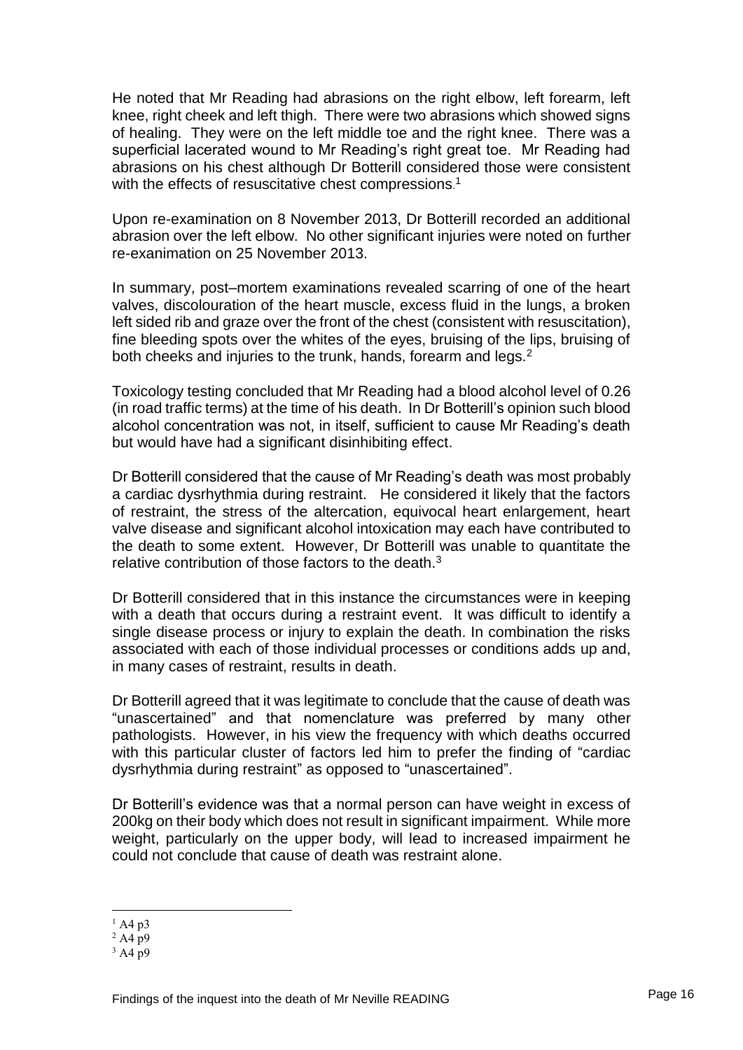He noted that Mr Reading had abrasions on the right elbow, left forearm, left knee, right cheek and left thigh. There were two abrasions which showed signs of healing. They were on the left middle toe and the right knee. There was a superficial lacerated wound to Mr Reading's right great toe. Mr Reading had abrasions on his chest although Dr Botterill considered those were consistent with the effects of resuscitative chest compressions.[1]

Upon re-examination on 8 November 2013, Dr Botterill recorded an additional abrasion over the left elbow. No other significant injuries were noted on further re-exanimation on 25 November 2013.

In summary, post–mortem examinations revealed scarring of one of the heart valves, discolouration of the heart muscle, excess fluid in the lungs, a broken left sided rib and graze over the front of the chest (consistent with resuscitation), fine bleeding spots over the whites of the eyes, bruising of the lips, bruising of both cheeks and injuries to the trunk, hands, forearm and legs.[2]

Toxicology testing concluded that Mr Reading had a blood alcohol level of 0.26 (in road traffic terms) at the time of his death. In Dr Botterill's opinion such blood alcohol concentration was not, in itself, sufficient to cause Mr Reading's death but would have had a significant disinhibiting effect.

Dr Botterill considered that the cause of Mr Reading's death was most probably a cardiac dysrhythmia during restraint. He considered it likely that the factors of restraint, the stress of the altercation, equivocal heart enlargement, heart valve disease and significant alcohol intoxication may each have contributed to the death to some extent. However, Dr Botterill was unable to quantitate the relative contribution of those factors to the death.[3]

Dr Botterill considered that in this instance the circumstances were in keeping with a death that occurs during a restraint event. It was difficult to identify a single disease process or injury to explain the death. In combination the risks associated with each of those individual processes or conditions adds up and, in many cases of restraint, results in death.

Dr Botterill agreed that it was legitimate to conclude that the cause of death was "unascertained" and that nomenclature was preferred by many other pathologists. However, in his view the frequency with which deaths occurred with this particular cluster of factors led him to prefer the finding of "cardiac dysrhythmia during restraint" as opposed to "unascertained".

Dr Botterill's evidence was that a normal person can have weight in excess of 200kg on their body which does not result in significant impairment. While more weight, particularly on the upper body, will lead to increased impairment he could not conclude that cause of death was restraint alone.

[1] A4 p3

[2] A4 p9

[3] A4 p9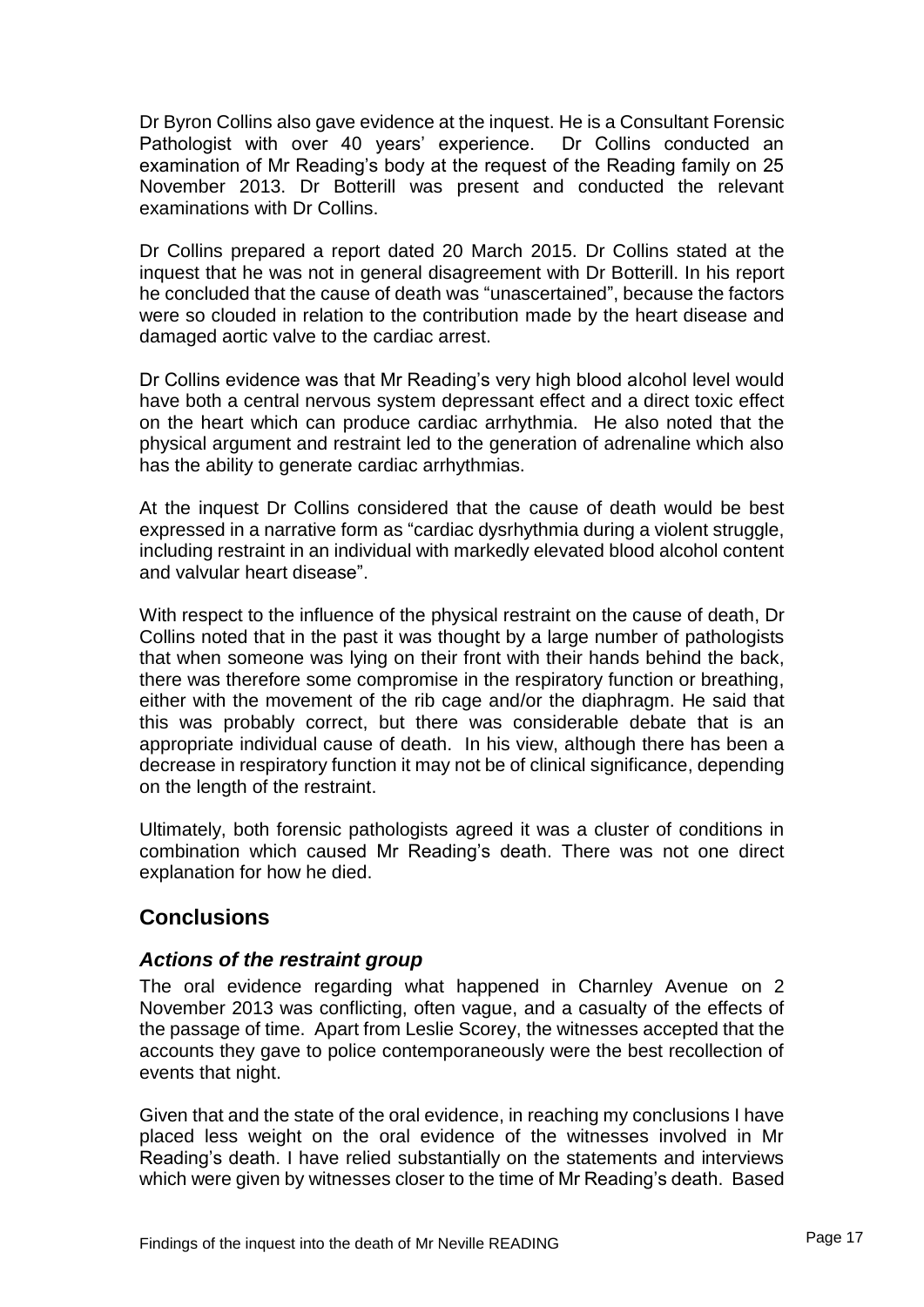Dr Byron Collins also gave evidence at the inquest. He is a Consultant Forensic Pathologist with over 40 years' experience. Dr Collins conducted an examination of Mr Reading's body at the request of the Reading family on 25 November 2013. Dr Botterill was present and conducted the relevant examinations with Dr Collins.

Dr Collins prepared a report dated 20 March 2015. Dr Collins stated at the inquest that he was not in general disagreement with Dr Botterill. In his report he concluded that the cause of death was "unascertained", because the factors were so clouded in relation to the contribution made by the heart disease and damaged aortic valve to the cardiac arrest.

Dr Collins evidence was that Mr Reading's very high blood alcohol level would have both a central nervous system depressant effect and a direct toxic effect on the heart which can produce cardiac arrhythmia. He also noted that the physical argument and restraint led to the generation of adrenaline which also has the ability to generate cardiac arrhythmias.

At the inquest Dr Collins considered that the cause of death would be best expressed in a narrative form as "cardiac dysrhythmia during a violent struggle, including restraint in an individual with markedly elevated blood alcohol content and valvular heart disease".

With respect to the influence of the physical restraint on the cause of death, Dr Collins noted that in the past it was thought by a large number of pathologists that when someone was lying on their front with their hands behind the back, there was therefore some compromise in the respiratory function or breathing, either with the movement of the rib cage and/or the diaphragm. He said that this was probably correct, but there was considerable debate that is an appropriate individual cause of death. In his view, although there has been a decrease in respiratory function it may not be of clinical significance, depending on the length of the restraint.

Ultimately, both forensic pathologists agreed it was a cluster of conditions in combination which caused Mr Reading's death. There was not one direct explanation for how he died.

## Conclusions

### *Actions of the restraint group*

The oral evidence regarding what happened in Charnley Avenue on 2 November 2013 was conflicting, often vague, and a casualty of the effects of the passage of time. Apart from Leslie Scorey, the witnesses accepted that the accounts they gave to police contemporaneously were the best recollection of events that night.

Given that and the state of the oral evidence, in reaching my conclusions I have placed less weight on the oral evidence of the witnesses involved in Mr Reading's death. I have relied substantially on the statements and interviews which were given by witnesses closer to the time of Mr Reading's death. Based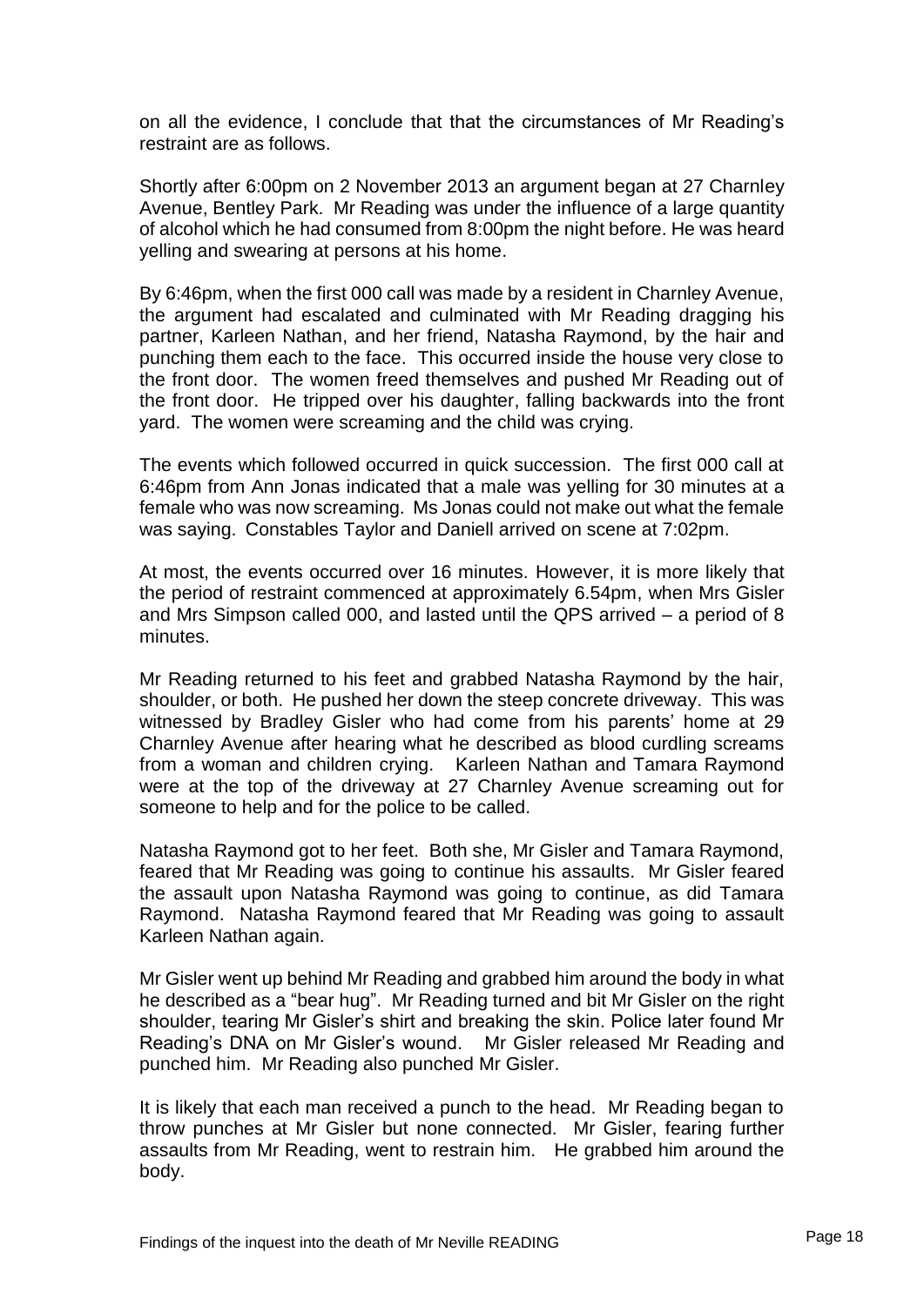on all the evidence, I conclude that that the circumstances of Mr Reading's restraint are as follows.

Shortly after 6:00pm on 2 November 2013 an argument began at 27 Charnley Avenue, Bentley Park. Mr Reading was under the influence of a large quantity of alcohol which he had consumed from 8:00pm the night before. He was heard yelling and swearing at persons at his home.

By 6:46pm, when the first 000 call was made by a resident in Charnley Avenue, the argument had escalated and culminated with Mr Reading dragging his partner, Karleen Nathan, and her friend, Natasha Raymond, by the hair and punching them each to the face. This occurred inside the house very close to the front door. The women freed themselves and pushed Mr Reading out of the front door. He tripped over his daughter, falling backwards into the front yard. The women were screaming and the child was crying.

The events which followed occurred in quick succession. The first 000 call at 6:46pm from Ann Jonas indicated that a male was yelling for 30 minutes at a female who was now screaming. Ms Jonas could not make out what the female was saying. Constables Taylor and Daniell arrived on scene at 7:02pm.

At most, the events occurred over 16 minutes. However, it is more likely that the period of restraint commenced at approximately 6.54pm, when Mrs Gisler and Mrs Simpson called 000, and lasted until the QPS arrived – a period of 8 minutes.

Mr Reading returned to his feet and grabbed Natasha Raymond by the hair, shoulder, or both. He pushed her down the steep concrete driveway. This was witnessed by Bradley Gisler who had come from his parents' home at 29 Charnley Avenue after hearing what he described as blood curdling screams from a woman and children crying. Karleen Nathan and Tamara Raymond were at the top of the driveway at 27 Charnley Avenue screaming out for someone to help and for the police to be called.

Natasha Raymond got to her feet. Both she, Mr Gisler and Tamara Raymond, feared that Mr Reading was going to continue his assaults. Mr Gisler feared the assault upon Natasha Raymond was going to continue, as did Tamara Raymond. Natasha Raymond feared that Mr Reading was going to assault Karleen Nathan again.

Mr Gisler went up behind Mr Reading and grabbed him around the body in what he described as a "bear hug". Mr Reading turned and bit Mr Gisler on the right shoulder, tearing Mr Gisler's shirt and breaking the skin. Police later found Mr Reading's DNA on Mr Gisler's wound. Mr Gisler released Mr Reading and punched him. Mr Reading also punched Mr Gisler.

It is likely that each man received a punch to the head. Mr Reading began to throw punches at Mr Gisler but none connected. Mr Gisler, fearing further assaults from Mr Reading, went to restrain him. He grabbed him around the body.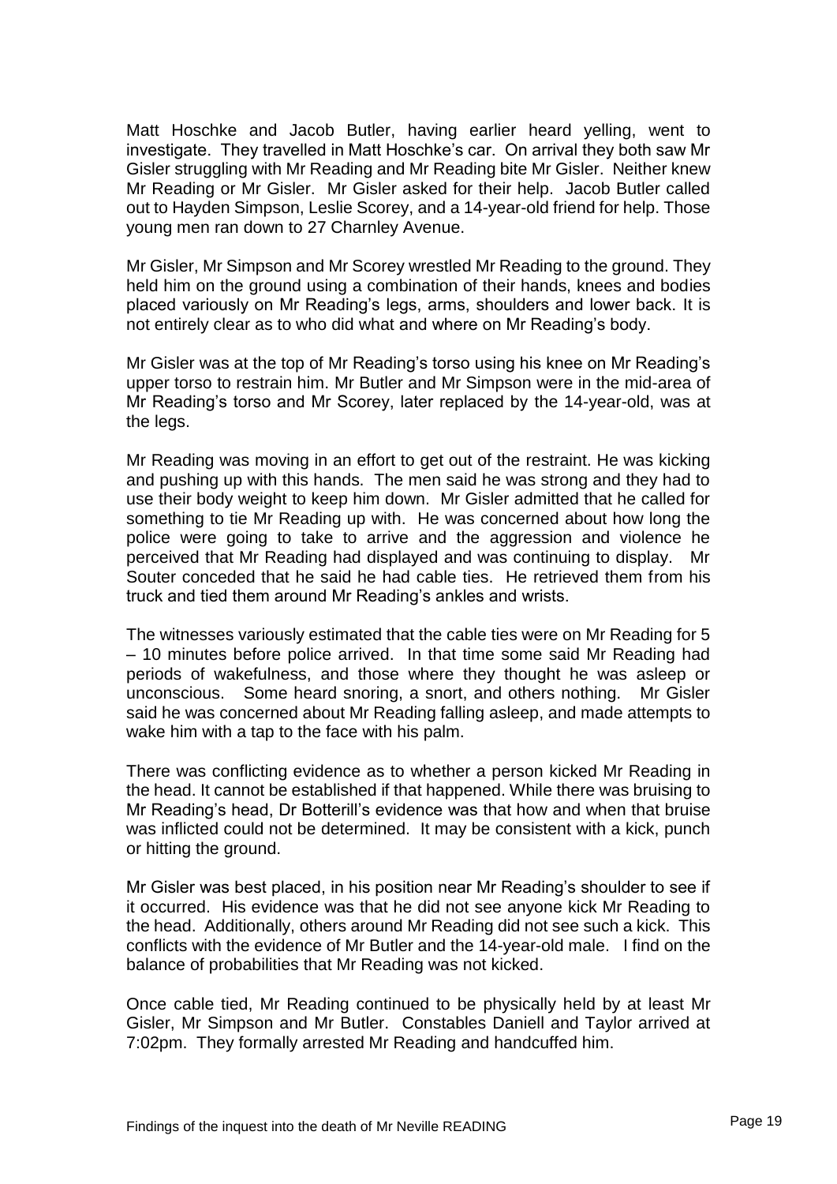Matt Hoschke and Jacob Butler, having earlier heard yelling, went to investigate. They travelled in Matt Hoschke's car. On arrival they both saw Mr Gisler struggling with Mr Reading and Mr Reading bite Mr Gisler. Neither knew Mr Reading or Mr Gisler. Mr Gisler asked for their help. Jacob Butler called out to Hayden Simpson, Leslie Scorey, and a 14-year-old friend for help. Those young men ran down to 27 Charnley Avenue.

Mr Gisler, Mr Simpson and Mr Scorey wrestled Mr Reading to the ground. They held him on the ground using a combination of their hands, knees and bodies placed variously on Mr Reading's legs, arms, shoulders and lower back. It is not entirely clear as to who did what and where on Mr Reading's body.

Mr Gisler was at the top of Mr Reading's torso using his knee on Mr Reading's upper torso to restrain him. Mr Butler and Mr Simpson were in the mid-area of Mr Reading's torso and Mr Scorey, later replaced by the 14-year-old, was at the legs.

Mr Reading was moving in an effort to get out of the restraint. He was kicking and pushing up with this hands. The men said he was strong and they had to use their body weight to keep him down. Mr Gisler admitted that he called for something to tie Mr Reading up with. He was concerned about how long the police were going to take to arrive and the aggression and violence he perceived that Mr Reading had displayed and was continuing to display. Mr Souter conceded that he said he had cable ties. He retrieved them from his truck and tied them around Mr Reading's ankles and wrists.

The witnesses variously estimated that the cable ties were on Mr Reading for 5 – 10 minutes before police arrived. In that time some said Mr Reading had periods of wakefulness, and those where they thought he was asleep or unconscious. Some heard snoring, a snort, and others nothing. Mr Gisler said he was concerned about Mr Reading falling asleep, and made attempts to wake him with a tap to the face with his palm.

There was conflicting evidence as to whether a person kicked Mr Reading in the head. It cannot be established if that happened. While there was bruising to Mr Reading's head, Dr Botterill's evidence was that how and when that bruise was inflicted could not be determined. It may be consistent with a kick, punch or hitting the ground.

Mr Gisler was best placed, in his position near Mr Reading's shoulder to see if it occurred. His evidence was that he did not see anyone kick Mr Reading to the head. Additionally, others around Mr Reading did not see such a kick. This conflicts with the evidence of Mr Butler and the 14-year-old male. I find on the balance of probabilities that Mr Reading was not kicked.

Once cable tied, Mr Reading continued to be physically held by at least Mr Gisler, Mr Simpson and Mr Butler. Constables Daniell and Taylor arrived at 7:02pm. They formally arrested Mr Reading and handcuffed him.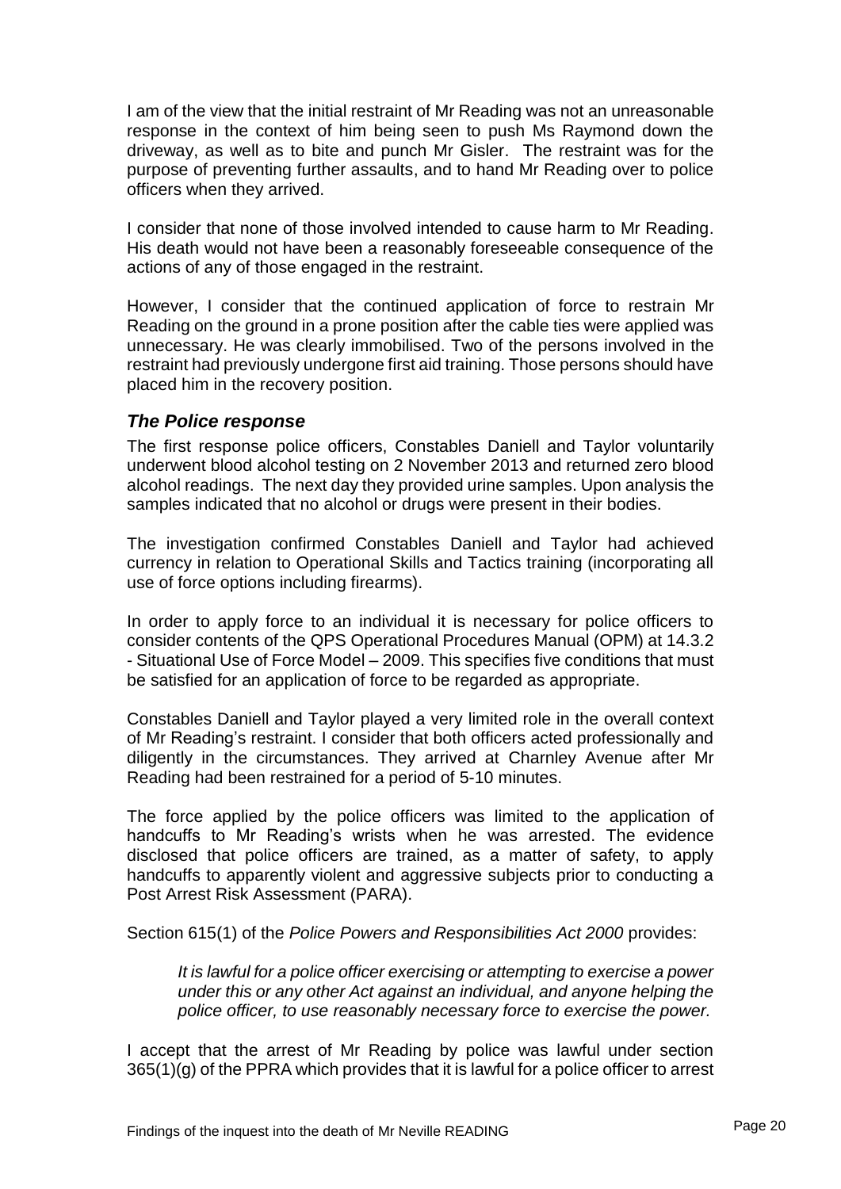I am of the view that the initial restraint of Mr Reading was not an unreasonable response in the context of him being seen to push Ms Raymond down the driveway, as well as to bite and punch Mr Gisler. The restraint was for the purpose of preventing further assaults, and to hand Mr Reading over to police officers when they arrived.

I consider that none of those involved intended to cause harm to Mr Reading. His death would not have been a reasonably foreseeable consequence of the actions of any of those engaged in the restraint.

However, I consider that the continued application of force to restrain Mr Reading on the ground in a prone position after the cable ties were applied was unnecessary. He was clearly immobilised. Two of the persons involved in the restraint had previously undergone first aid training. Those persons should have placed him in the recovery position.

### *The Police response*

The first response police officers, Constables Daniell and Taylor voluntarily underwent blood alcohol testing on 2 November 2013 and returned zero blood alcohol readings. The next day they provided urine samples. Upon analysis the samples indicated that no alcohol or drugs were present in their bodies.

The investigation confirmed Constables Daniell and Taylor had achieved currency in relation to Operational Skills and Tactics training (incorporating all use of force options including firearms).

In order to apply force to an individual it is necessary for police officers to consider contents of the QPS Operational Procedures Manual (OPM) at 14.3.2 - Situational Use of Force Model – 2009. This specifies five conditions that must be satisfied for an application of force to be regarded as appropriate.

Constables Daniell and Taylor played a very limited role in the overall context of Mr Reading's restraint. I consider that both officers acted professionally and diligently in the circumstances. They arrived at Charnley Avenue after Mr Reading had been restrained for a period of 5-10 minutes.

The force applied by the police officers was limited to the application of handcuffs to Mr Reading's wrists when he was arrested. The evidence disclosed that police officers are trained, as a matter of safety, to apply handcuffs to apparently violent and aggressive subjects prior to conducting a Post Arrest Risk Assessment (PARA).

Section 615(1) of the *Police Powers and Responsibilities Act 2000* provides:

> *It is lawful for a police officer exercising or attempting to exercise a power under this or any other Act against an individual, and anyone helping the police officer, to use reasonably necessary force to exercise the power.*

I accept that the arrest of Mr Reading by police was lawful under section 365(1)(g) of the PPRA which provides that it is lawful for a police officer to arrest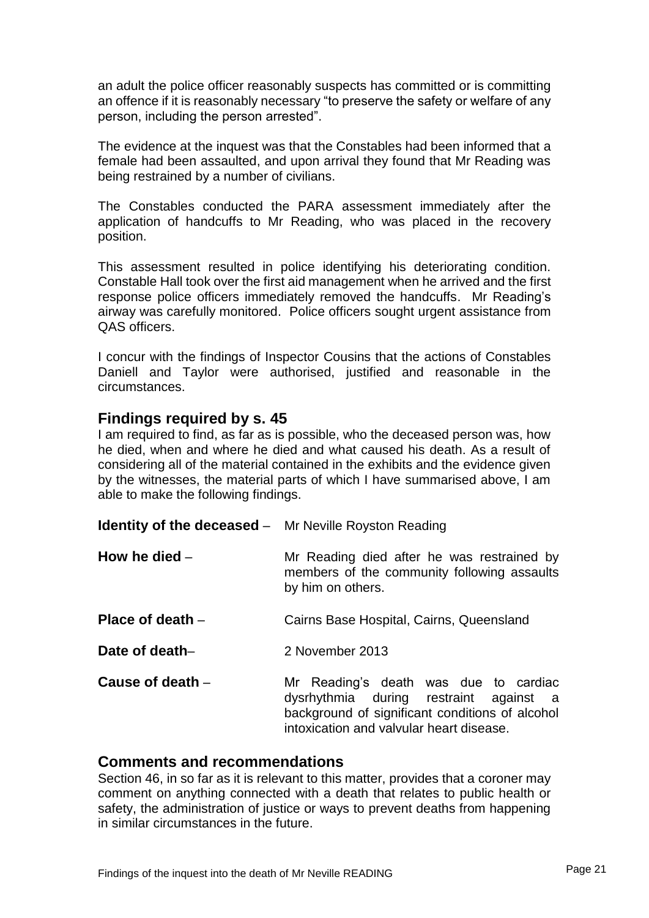an adult the police officer reasonably suspects has committed or is committing an offence if it is reasonably necessary "to preserve the safety or welfare of any person, including the person arrested".

The evidence at the inquest was that the Constables had been informed that a female had been assaulted, and upon arrival they found that Mr Reading was being restrained by a number of civilians.

The Constables conducted the PARA assessment immediately after the application of handcuffs to Mr Reading, who was placed in the recovery position.

This assessment resulted in police identifying his deteriorating condition. Constable Hall took over the first aid management when he arrived and the first response police officers immediately removed the handcuffs. Mr Reading's airway was carefully monitored. Police officers sought urgent assistance from QAS officers.

I concur with the findings of Inspector Cousins that the actions of Constables Daniell and Taylor were authorised, justified and reasonable in the circumstances.

## Findings required by s. 45

I am required to find, as far as is possible, who the deceased person was, how he died, when and where he died and what caused his death. As a result of considering all of the material contained in the exhibits and the evidence given by the witnesses, the material parts of which I have summarised above, I am able to make the following findings.

**Identity of the deceased** – Mr Neville Royston Reading

**How he died** – Mr Reading died after he was restrained by members of the community following assaults by him on others.

**Place of death** – Cairns Base Hospital, Cairns, Queensland

**Date of death**– 2 November 2013

**Cause of death** – Mr Reading's death was due to cardiac dysrhythmia during restraint against a background of significant conditions of alcohol intoxication and valvular heart disease.

## Comments and recommendations

Section 46, in so far as it is relevant to this matter, provides that a coroner may comment on anything connected with a death that relates to public health or safety, the administration of justice or ways to prevent deaths from happening in similar circumstances in the future.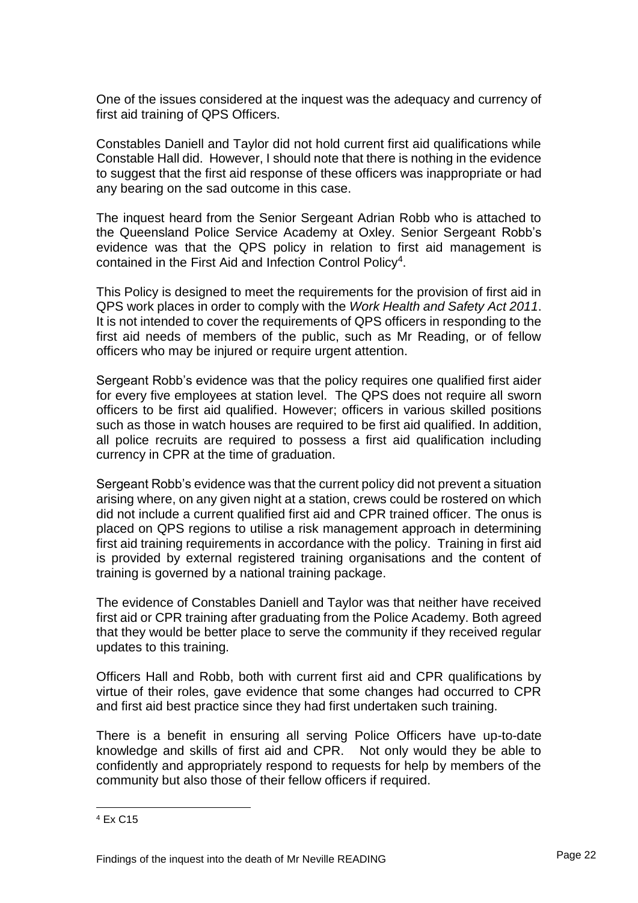One of the issues considered at the inquest was the adequacy and currency of first aid training of QPS Officers.

Constables Daniell and Taylor did not hold current first aid qualifications while Constable Hall did. However, I should note that there is nothing in the evidence to suggest that the first aid response of these officers was inappropriate or had any bearing on the sad outcome in this case.

The inquest heard from the Senior Sergeant Adrian Robb who is attached to the Queensland Police Service Academy at Oxley. Senior Sergeant Robb's evidence was that the QPS policy in relation to first aid management is contained in the First Aid and Infection Control Policy[4].

This Policy is designed to meet the requirements for the provision of first aid in QPS work places in order to comply with the *Work Health and Safety Act 2011*. It is not intended to cover the requirements of QPS officers in responding to the first aid needs of members of the public, such as Mr Reading, or of fellow officers who may be injured or require urgent attention.

Sergeant Robb's evidence was that the policy requires one qualified first aider for every five employees at station level. The QPS does not require all sworn officers to be first aid qualified. However; officers in various skilled positions such as those in watch houses are required to be first aid qualified. In addition, all police recruits are required to possess a first aid qualification including currency in CPR at the time of graduation.

Sergeant Robb's evidence was that the current policy did not prevent a situation arising where, on any given night at a station, crews could be rostered on which did not include a current qualified first aid and CPR trained officer. The onus is placed on QPS regions to utilise a risk management approach in determining first aid training requirements in accordance with the policy. Training in first aid is provided by external registered training organisations and the content of training is governed by a national training package.

The evidence of Constables Daniell and Taylor was that neither have received first aid or CPR training after graduating from the Police Academy. Both agreed that they would be better place to serve the community if they received regular updates to this training.

Officers Hall and Robb, both with current first aid and CPR qualifications by virtue of their roles, gave evidence that some changes had occurred to CPR and first aid best practice since they had first undertaken such training.

There is a benefit in ensuring all serving Police Officers have up-to-date knowledge and skills of first aid and CPR. Not only would they be able to confidently and appropriately respond to requests for help by members of the community but also those of their fellow officers if required.

---

[4] Ex C15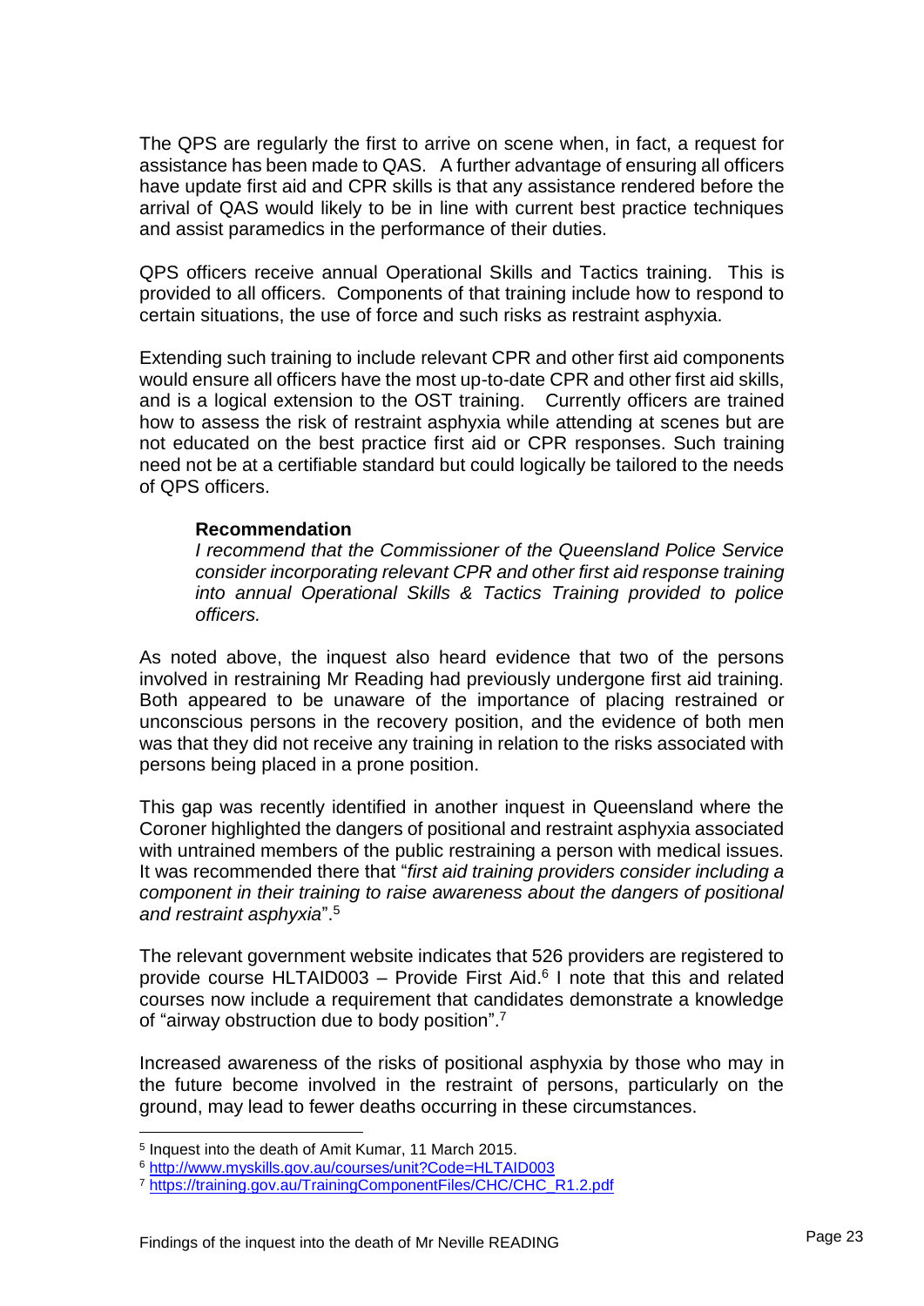The QPS are regularly the first to arrive on scene when, in fact, a request for assistance has been made to QAS. A further advantage of ensuring all officers have update first aid and CPR skills is that any assistance rendered before the arrival of QAS would likely to be in line with current best practice techniques and assist paramedics in the performance of their duties.

QPS officers receive annual Operational Skills and Tactics training. This is provided to all officers. Components of that training include how to respond to certain situations, the use of force and such risks as restraint asphyxia.

Extending such training to include relevant CPR and other first aid components would ensure all officers have the most up-to-date CPR and other first aid skills, and is a logical extension to the OST training. Currently officers are trained how to assess the risk of restraint asphyxia while attending at scenes but are not educated on the best practice first aid or CPR responses. Such training need not be at a certifiable standard but could logically be tailored to the needs of QPS officers.

> **Recommendation**
>
> *I recommend that the Commissioner of the Queensland Police Service consider incorporating relevant CPR and other first aid response training into annual Operational Skills & Tactics Training provided to police officers.*

As noted above, the inquest also heard evidence that two of the persons involved in restraining Mr Reading had previously undergone first aid training. Both appeared to be unaware of the importance of placing restrained or unconscious persons in the recovery position, and the evidence of both men was that they did not receive any training in relation to the risks associated with persons being placed in a prone position.

This gap was recently identified in another inquest in Queensland where the Coroner highlighted the dangers of positional and restraint asphyxia associated with untrained members of the public restraining a person with medical issues. It was recommended there that "*first aid training providers consider including a component in their training to raise awareness about the dangers of positional and restraint asphyxia*".[5]

The relevant government website indicates that 526 providers are registered to provide course HLTAID003 – Provide First Aid.[6] I note that this and related courses now include a requirement that candidates demonstrate a knowledge of "airway obstruction due to body position".[7]

Increased awareness of the risks of positional asphyxia by those who may in the future become involved in the restraint of persons, particularly on the ground, may lead to fewer deaths occurring in these circumstances.

---

[5] Inquest into the death of Amit Kumar, 11 March 2015.

[6] http://www.myskills.gov.au/courses/unit?Code=HLTAID003

[7] https://training.gov.au/TrainingComponentFiles/CHC/CHC_R1.2.pdf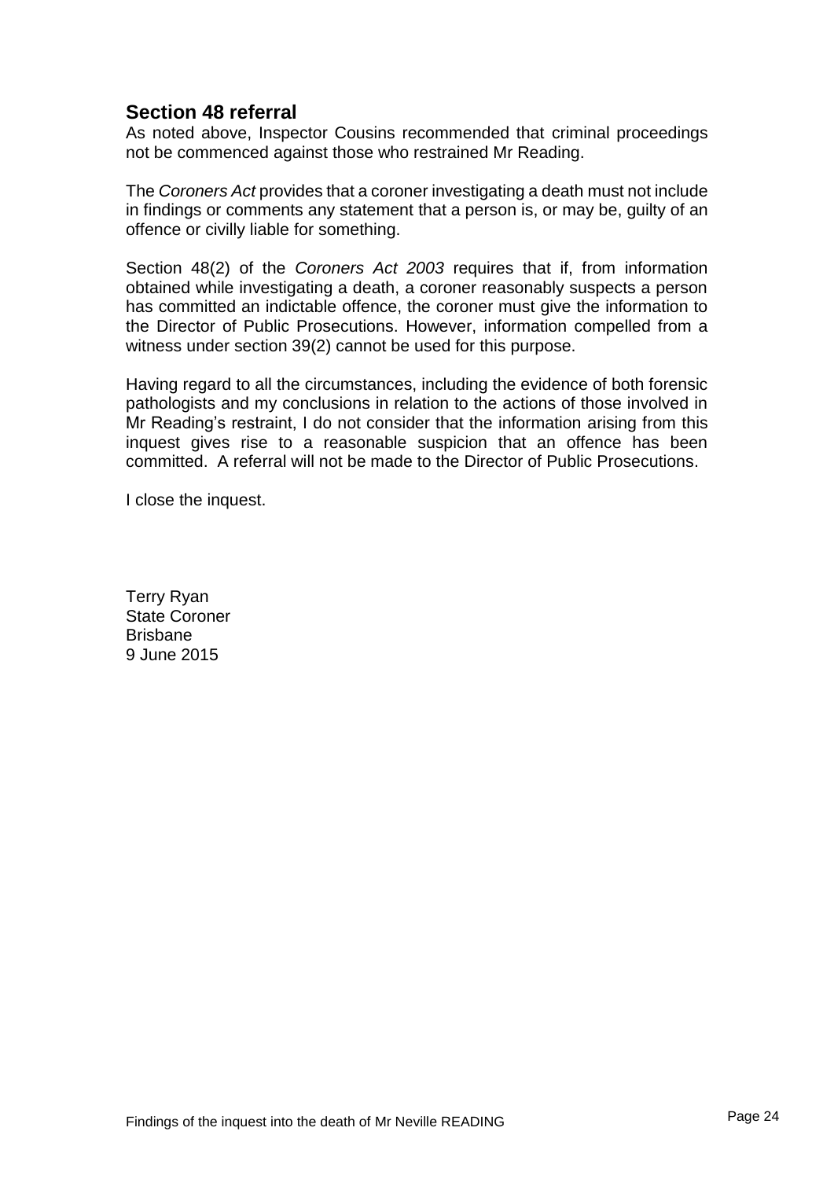## Section 48 referral

As noted above, Inspector Cousins recommended that criminal proceedings not be commenced against those who restrained Mr Reading.

The *Coroners Act* provides that a coroner investigating a death must not include in findings or comments any statement that a person is, or may be, guilty of an offence or civilly liable for something.

Section 48(2) of the *Coroners Act 2003* requires that if, from information obtained while investigating a death, a coroner reasonably suspects a person has committed an indictable offence, the coroner must give the information to the Director of Public Prosecutions. However, information compelled from a witness under section 39(2) cannot be used for this purpose.

Having regard to all the circumstances, including the evidence of both forensic pathologists and my conclusions in relation to the actions of those involved in Mr Reading's restraint, I do not consider that the information arising from this inquest gives rise to a reasonable suspicion that an offence has been committed. A referral will not be made to the Director of Public Prosecutions.

I close the inquest.

Terry Ryan
State Coroner
Brisbane
9 June 2015